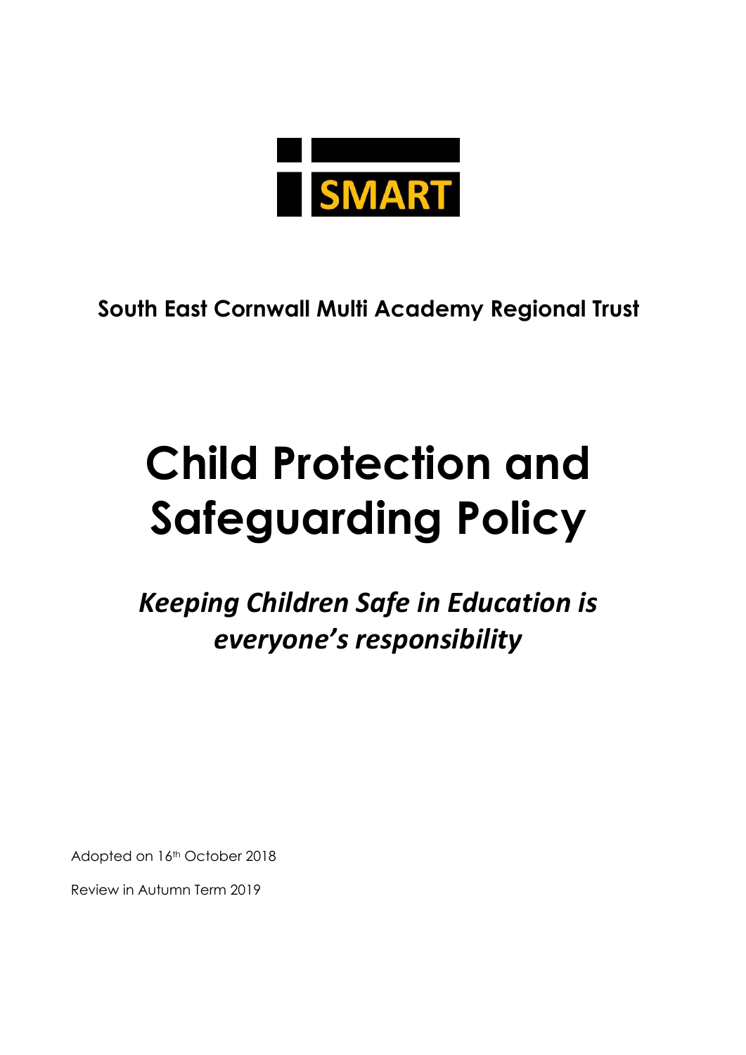SMART

**South East Cornwall Multi Academy Regional Trust**

# Child Protection and Safeguarding Policy

***Keeping Children Safe in Education is everyone's responsibility***

Adopted on 16th October 2018

Review in Autumn Term 2019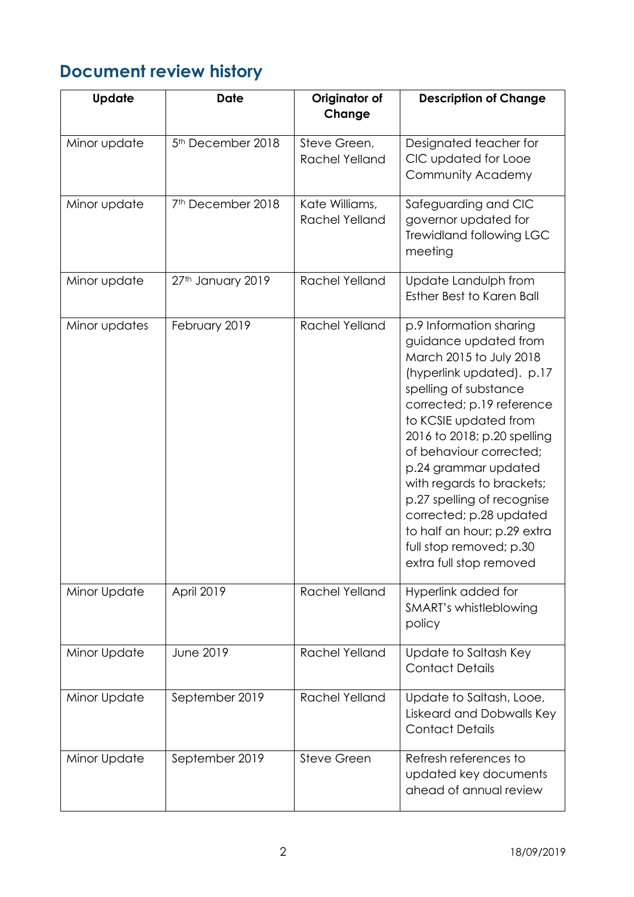## Document review history

| Update | Date | Originator of Change | Description of Change |
|---|---|---|---|
| Minor update | 5th December 2018 | Steve Green, Rachel Yelland | Designated teacher for CIC updated for Looe Community Academy |
| Minor update | 7th December 2018 | Kate Williams, Rachel Yelland | Safeguarding and CIC governor updated for Trewidland following LGC meeting |
| Minor update | 27th January 2019 | Rachel Yelland | Update Landulph from Esther Best to Karen Ball |
| Minor updates | February 2019 | Rachel Yelland | p.9 Information sharing guidance updated from March 2015 to July 2018 (hyperlink updated). p.17 spelling of substance corrected; p.19 reference to KCSIE updated from 2016 to 2018; p.20 spelling of behaviour corrected; p.24 grammar updated with regards to brackets; p.27 spelling of recognise corrected; p.28 updated to half an hour; p.29 extra full stop removed; p.30 extra full stop removed |
| Minor Update | April 2019 | Rachel Yelland | Hyperlink added for SMART's whistleblowing policy |
| Minor Update | June 2019 | Rachel Yelland | Update to Saltash Key Contact Details |
| Minor Update | September 2019 | Rachel Yelland | Update to Saltash, Looe, Liskeard and Dobwalls Key Contact Details |
| Minor Update | September 2019 | Steve Green | Refresh references to updated key documents ahead of annual review |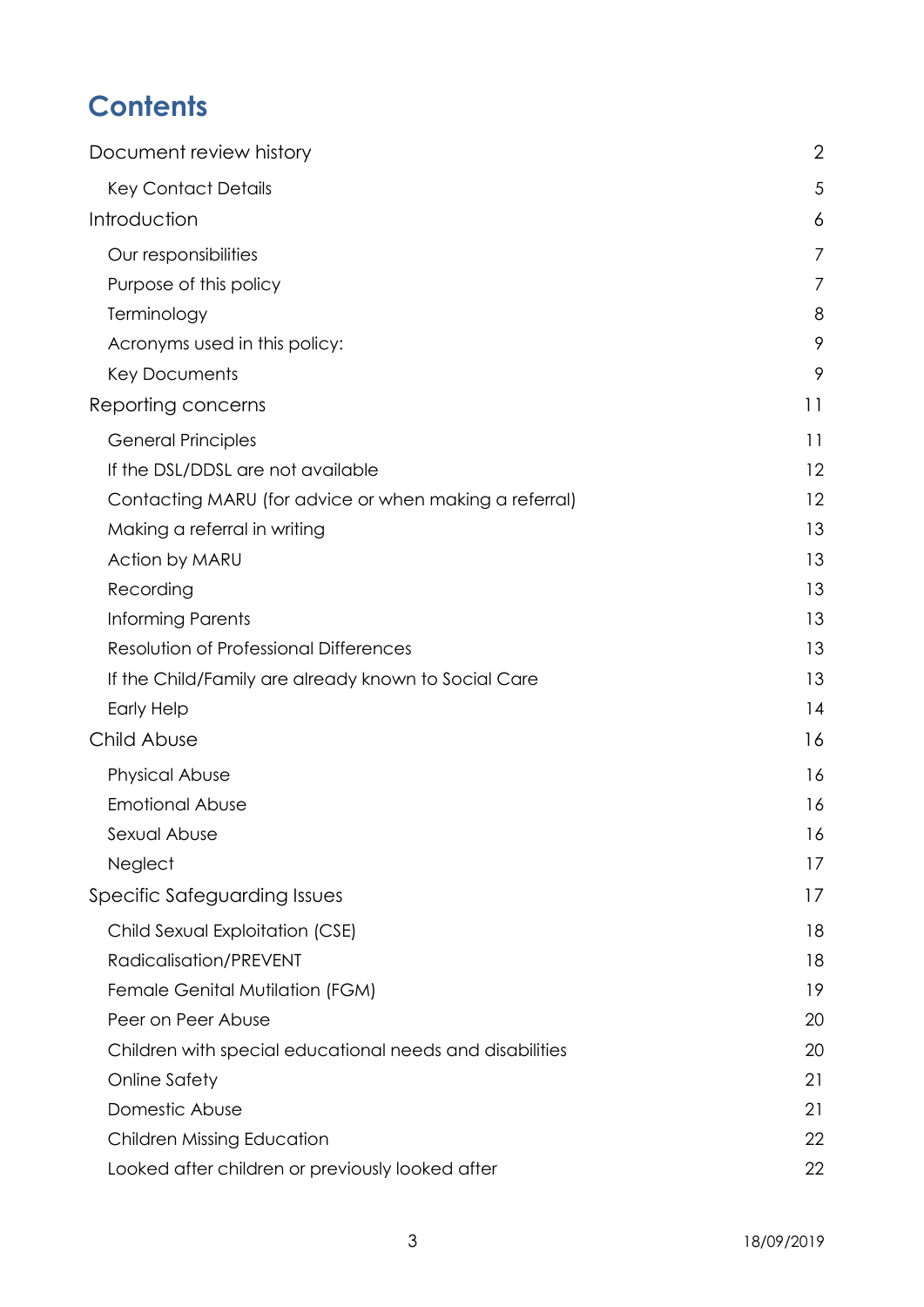# Contents

| | |
|---|---|
| Document review history | 2 |
| Key Contact Details | 5 |
| Introduction | 6 |
| Our responsibilities | 7 |
| Purpose of this policy | 7 |
| Terminology | 8 |
| Acronyms used in this policy: | 9 |
| Key Documents | 9 |
| Reporting concerns | 11 |
| General Principles | 11 |
| If the DSL/DDSL are not available | 12 |
| Contacting MARU (for advice or when making a referral) | 12 |
| Making a referral in writing | 13 |
| Action by MARU | 13 |
| Recording | 13 |
| Informing Parents | 13 |
| Resolution of Professional Differences | 13 |
| If the Child/Family are already known to Social Care | 13 |
| Early Help | 14 |
| Child Abuse | 16 |
| Physical Abuse | 16 |
| Emotional Abuse | 16 |
| Sexual Abuse | 16 |
| Neglect | 17 |
| Specific Safeguarding Issues | 17 |
| Child Sexual Exploitation (CSE) | 18 |
| Radicalisation/PREVENT | 18 |
| Female Genital Mutilation (FGM) | 19 |
| Peer on Peer Abuse | 20 |
| Children with special educational needs and disabilities | 20 |
| Online Safety | 21 |
| Domestic Abuse | 21 |
| Children Missing Education | 22 |
| Looked after children or previously looked after | 22 |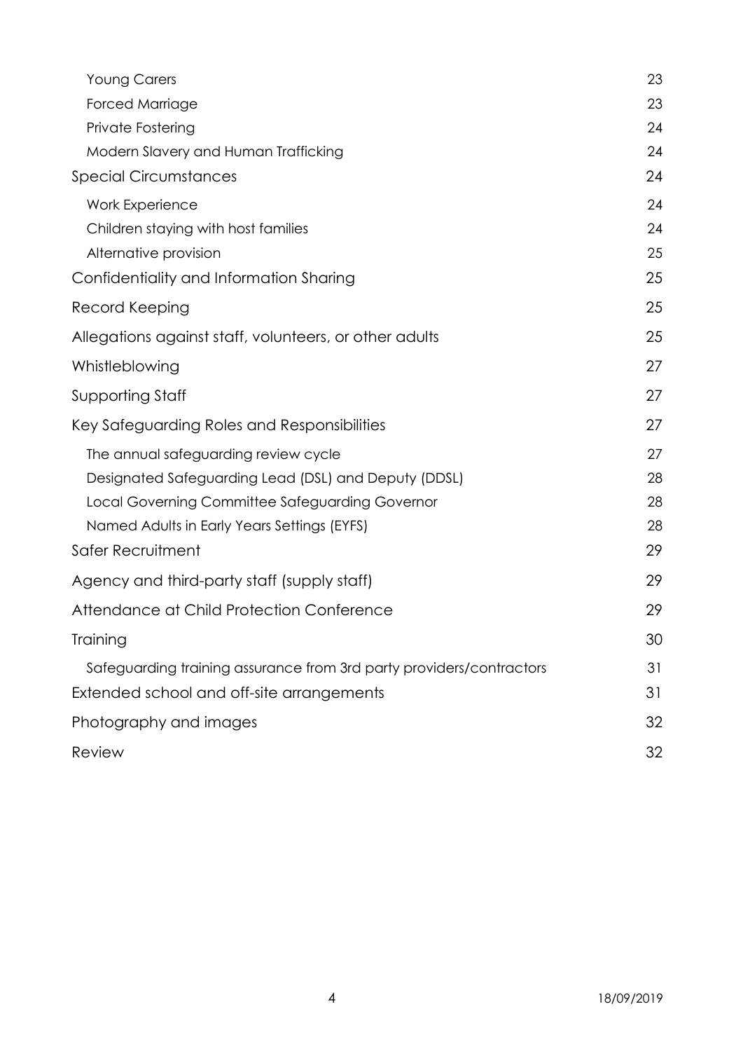| | |
|---|---|
| Young Carers | 23 |
| Forced Marriage | 23 |
| Private Fostering | 24 |
| Modern Slavery and Human Trafficking | 24 |
| Special Circumstances | 24 |
| Work Experience | 24 |
| Children staying with host families | 24 |
| Alternative provision | 25 |
| Confidentiality and Information Sharing | 25 |
| Record Keeping | 25 |
| Allegations against staff, volunteers, or other adults | 25 |
| Whistleblowing | 27 |
| Supporting Staff | 27 |
| Key Safeguarding Roles and Responsibilities | 27 |
| The annual safeguarding review cycle | 27 |
| Designated Safeguarding Lead (DSL) and Deputy (DDSL) | 28 |
| Local Governing Committee Safeguarding Governor | 28 |
| Named Adults in Early Years Settings (EYFS) | 28 |
| Safer Recruitment | 29 |
| Agency and third-party staff (supply staff) | 29 |
| Attendance at Child Protection Conference | 29 |
| Training | 30 |
| Safeguarding training assurance from 3rd party providers/contractors | 31 |
| Extended school and off-site arrangements | 31 |
| Photography and images | 32 |
| Review | 32 |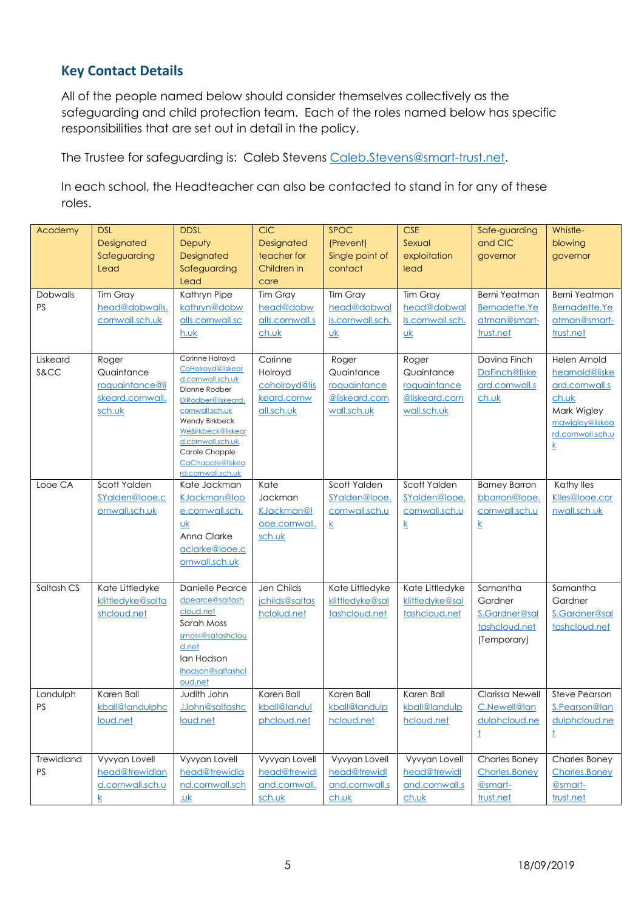## Key Contact Details

All of the people named below should consider themselves collectively as the safeguarding and child protection team. Each of the roles named below has specific responsibilities that are set out in detail in the policy.

The Trustee for safeguarding is: Caleb Stevens Caleb.Stevens@smart-trust.net.

In each school, the Headteacher can also be contacted to stand in for any of these roles.

| Academy | DSL Designated Safeguarding Lead | DDSL Deputy Designated Safeguarding Lead | CiC Designated teacher for Children in care | SPOC (Prevent) Single point of contact | CSE Sexual exploitation lead | Safe-guarding and CIC governor | Whistle-blowing governor |
|---|---|---|---|---|---|---|---|
| Dobwalls PS | Tim Gray head@dobwalls.cornwall.sch.uk | Kathryn Pipe kathryn@dobwalls.cornwall.sch.uk | Tim Gray head@dobwalls.cornwall.sch.uk | Tim Gray head@dobwalls.cornwall.sch.uk | Tim Gray head@dobwalls.cornwall.sch.uk | Berni Yeatman Bernadette.Yeatman@smart-trust.net | Berni Yeatman Bernadette.Yeatman@smart-trust.net |
| Liskeard S&CC | Roger Quaintance roquaintance@liskeard.cornwall.sch.uk | Corinne Holroyd CoHolroyd@liskeard.cornwall.sch.uk Dionne Rodber DiRodber@liskeard.cornwall.sch.uk Wendy Birkbeck WeBirkbeck@liskeard.cornwall.sch.uk Carole Chapple CaChapple@liskeard.cornwall.sch.uk | Corinne Holroyd coholroyd@liskeard.cornwall.sch.uk | Roger Quaintance roquaintance@liskeard.cornwall.sch.uk | Roger Quaintance roquaintance@liskeard.cornwall.sch.uk | Davina Finch DaFinch@liskeard.cornwall.sch.uk | Helen Arnold hearnold@liskeard.cornwall.sch.uk Mark Wigley mawigley@liskeard.cornwall.sch.uk |
| Looe CA | Scott Yalden SYalden@looe.cornwall.sch.uk | Kate Jackman KJackman@looe.cornwall.sch.uk Anna Clarke aclarke@looe.cornwall.sch.uk | Kate Jackman KJackman@looe.cornwall.sch.uk | Scott Yalden SYalden@looe.cornwall.sch.uk | Scott Yalden SYalden@looe.cornwall.sch.uk | Barney Barron bbarron@looe.cornwall.sch.uk | Kathy Iles KIles@looe.cornwall.sch.uk |
| Saltash CS | Kate Littledyke klittledyke@saltashcloud.net | Danielle Pearce dpearce@saltashcloud.net Sarah Moss smoss@satashcloud.net Ian Hodson ihodson@saltashcloud.net | Jen Childs jchilds@saltashclolud.net | Kate Littledyke klittledyke@saltashcloud.net | Kate Littledyke klittledyke@saltashcloud.net | Samantha Gardner S.Gardner@saltashcloud.net (Temporary) | Samantha Gardner S.Gardner@saltashcloud.net |
| Landulph PS | Karen Ball kball@landulphcloud.net | Judith John JJohn@saltashcloud.net | Karen Ball kball@landulphcloud.net | Karen Ball kball@landulphcloud.net | Karen Ball kball@landulphcloud.net | Clarissa Newell C.Newell@landulphcloud.net | Steve Pearson S.Pearson@landulphcloud.net |
| Trewidland PS | Vyvyan Lovell head@trewidland.cornwall.sch.uk | Vyvyan Lovell head@trewidland.cornwall.sch.uk | Vyvyan Lovell head@trewidland.cornwall.sch.uk | Vyvyan Lovell head@trewidland.cornwall.sch.uk | Vyvyan Lovell head@trewidland.cornwall.sch.uk | Charles Boney Charles.Boney@smart-trust.net | Charles Boney Charles.Boney@smart-trust.net |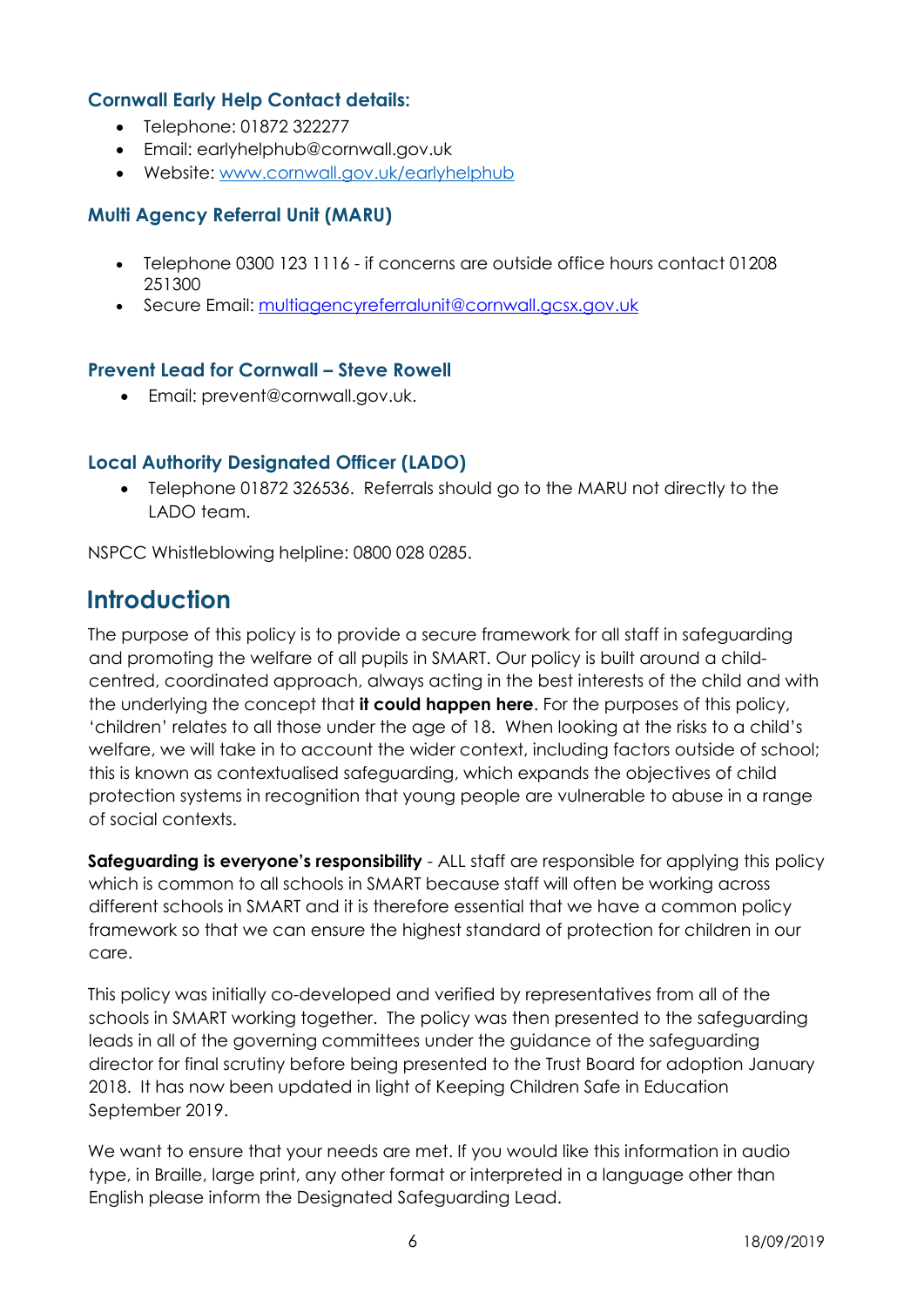### Cornwall Early Help Contact details:

- Telephone: 01872 322277
- Email: earlyhelphub@cornwall.gov.uk
- Website: www.cornwall.gov.uk/earlyhelphub

### Multi Agency Referral Unit (MARU)

- Telephone 0300 123 1116 - if concerns are outside office hours contact 01208 251300
- Secure Email: multiagencyreferralunit@cornwall.gcsx.gov.uk

### Prevent Lead for Cornwall – Steve Rowell

- Email: prevent@cornwall.gov.uk.

### Local Authority Designated Officer (LADO)

- Telephone 01872 326536. Referrals should go to the MARU not directly to the LADO team.

NSPCC Whistleblowing helpline: 0800 028 0285.

## Introduction

The purpose of this policy is to provide a secure framework for all staff in safeguarding and promoting the welfare of all pupils in SMART. Our policy is built around a child-centred, coordinated approach, always acting in the best interests of the child and with the underlying the concept that **it could happen here**. For the purposes of this policy, 'children' relates to all those under the age of 18. When looking at the risks to a child's welfare, we will take in to account the wider context, including factors outside of school; this is known as contextualised safeguarding, which expands the objectives of child protection systems in recognition that young people are vulnerable to abuse in a range of social contexts.

**Safeguarding is everyone's responsibility** - ALL staff are responsible for applying this policy which is common to all schools in SMART because staff will often be working across different schools in SMART and it is therefore essential that we have a common policy framework so that we can ensure the highest standard of protection for children in our care.

This policy was initially co-developed and verified by representatives from all of the schools in SMART working together. The policy was then presented to the safeguarding leads in all of the governing committees under the guidance of the safeguarding director for final scrutiny before being presented to the Trust Board for adoption January 2018. It has now been updated in light of Keeping Children Safe in Education September 2019.

We want to ensure that your needs are met. If you would like this information in audio type, in Braille, large print, any other format or interpreted in a language other than English please inform the Designated Safeguarding Lead.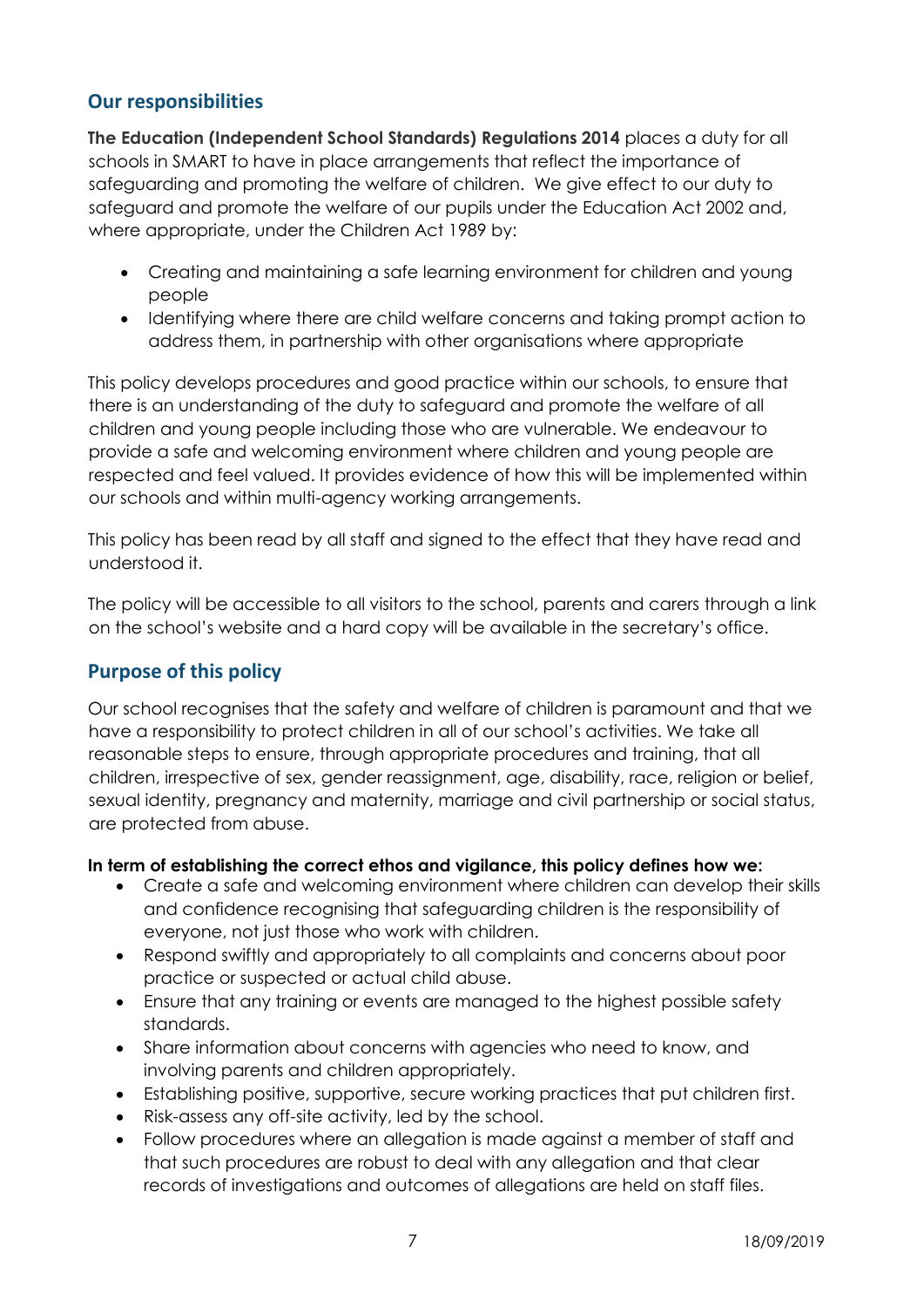## Our responsibilities

**The Education (Independent School Standards) Regulations 2014** places a duty for all schools in SMART to have in place arrangements that reflect the importance of safeguarding and promoting the welfare of children. We give effect to our duty to safeguard and promote the welfare of our pupils under the Education Act 2002 and, where appropriate, under the Children Act 1989 by:

- Creating and maintaining a safe learning environment for children and young people
- Identifying where there are child welfare concerns and taking prompt action to address them, in partnership with other organisations where appropriate

This policy develops procedures and good practice within our schools, to ensure that there is an understanding of the duty to safeguard and promote the welfare of all children and young people including those who are vulnerable. We endeavour to provide a safe and welcoming environment where children and young people are respected and feel valued. It provides evidence of how this will be implemented within our schools and within multi-agency working arrangements.

This policy has been read by all staff and signed to the effect that they have read and understood it.

The policy will be accessible to all visitors to the school, parents and carers through a link on the school's website and a hard copy will be available in the secretary's office.

## Purpose of this policy

Our school recognises that the safety and welfare of children is paramount and that we have a responsibility to protect children in all of our school's activities. We take all reasonable steps to ensure, through appropriate procedures and training, that all children, irrespective of sex, gender reassignment, age, disability, race, religion or belief, sexual identity, pregnancy and maternity, marriage and civil partnership or social status, are protected from abuse.

**In term of establishing the correct ethos and vigilance, this policy defines how we:**

- Create a safe and welcoming environment where children can develop their skills and confidence recognising that safeguarding children is the responsibility of everyone, not just those who work with children.
- Respond swiftly and appropriately to all complaints and concerns about poor practice or suspected or actual child abuse.
- Ensure that any training or events are managed to the highest possible safety standards.
- Share information about concerns with agencies who need to know, and involving parents and children appropriately.
- Establishing positive, supportive, secure working practices that put children first.
- Risk-assess any off-site activity, led by the school.
- Follow procedures where an allegation is made against a member of staff and that such procedures are robust to deal with any allegation and that clear records of investigations and outcomes of allegations are held on staff files.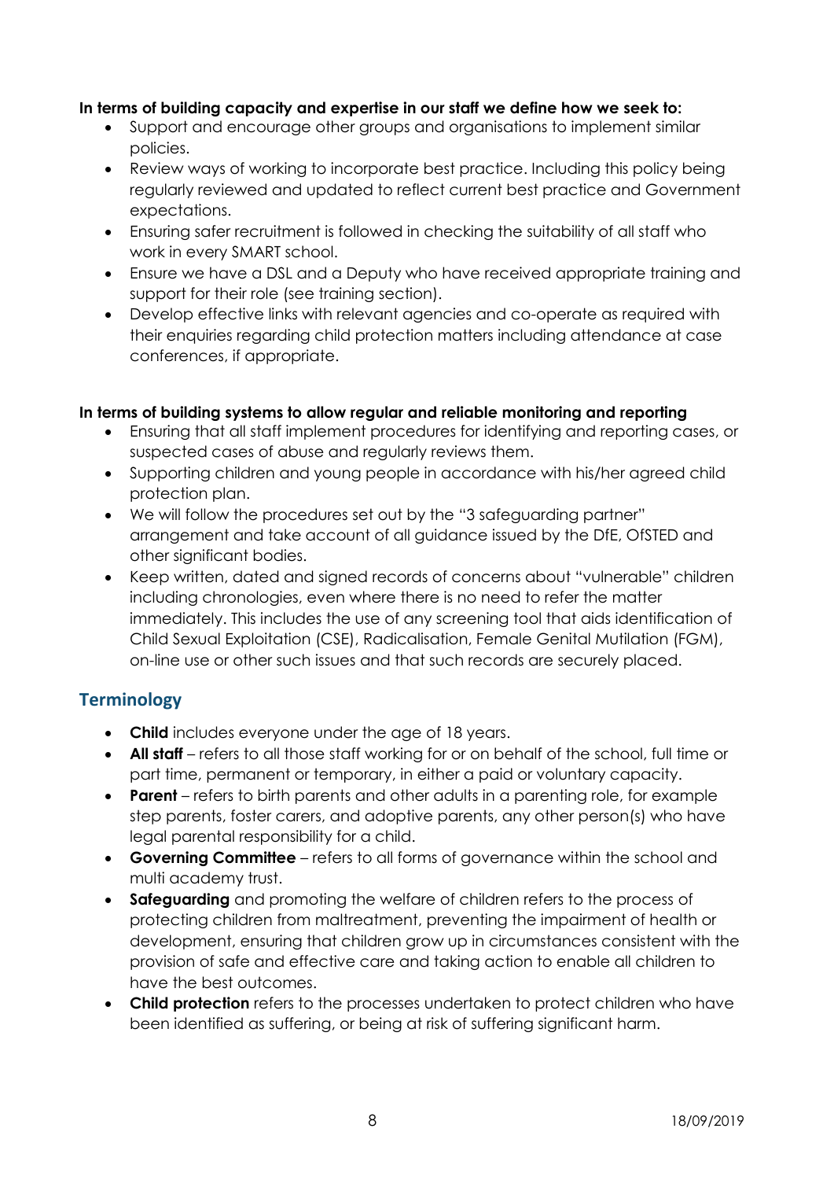**In terms of building capacity and expertise in our staff we define how we seek to:**

- Support and encourage other groups and organisations to implement similar policies.
- Review ways of working to incorporate best practice. Including this policy being regularly reviewed and updated to reflect current best practice and Government expectations.
- Ensuring safer recruitment is followed in checking the suitability of all staff who work in every SMART school.
- Ensure we have a DSL and a Deputy who have received appropriate training and support for their role (see training section).
- Develop effective links with relevant agencies and co-operate as required with their enquiries regarding child protection matters including attendance at case conferences, if appropriate.

**In terms of building systems to allow regular and reliable monitoring and reporting**

- Ensuring that all staff implement procedures for identifying and reporting cases, or suspected cases of abuse and regularly reviews them.
- Supporting children and young people in accordance with his/her agreed child protection plan.
- We will follow the procedures set out by the "3 safeguarding partner" arrangement and take account of all guidance issued by the DfE, OfSTED and other significant bodies.
- Keep written, dated and signed records of concerns about "vulnerable" children including chronologies, even where there is no need to refer the matter immediately. This includes the use of any screening tool that aids identification of Child Sexual Exploitation (CSE), Radicalisation, Female Genital Mutilation (FGM), on-line use or other such issues and that such records are securely placed.

## Terminology

- **Child** includes everyone under the age of 18 years.
- **All staff** – refers to all those staff working for or on behalf of the school, full time or part time, permanent or temporary, in either a paid or voluntary capacity.
- **Parent** – refers to birth parents and other adults in a parenting role, for example step parents, foster carers, and adoptive parents, any other person(s) who have legal parental responsibility for a child.
- **Governing Committee** – refers to all forms of governance within the school and multi academy trust.
- **Safeguarding** and promoting the welfare of children refers to the process of protecting children from maltreatment, preventing the impairment of health or development, ensuring that children grow up in circumstances consistent with the provision of safe and effective care and taking action to enable all children to have the best outcomes.
- **Child protection** refers to the processes undertaken to protect children who have been identified as suffering, or being at risk of suffering significant harm.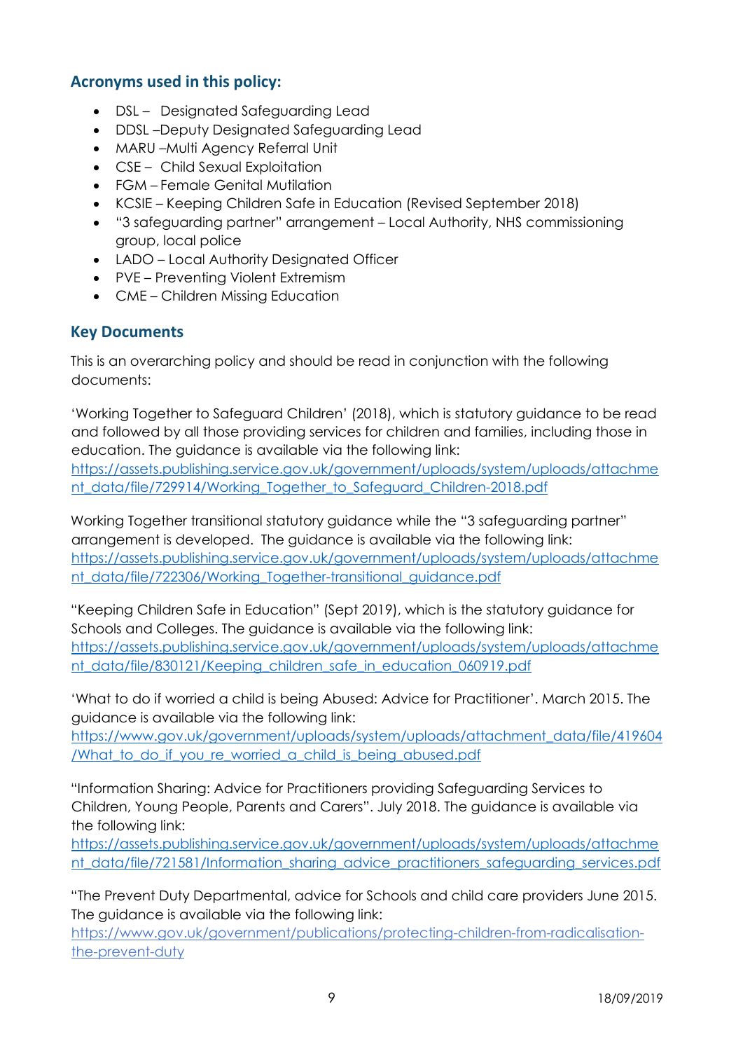## Acronyms used in this policy:

- DSL – Designated Safeguarding Lead
- DDSL –Deputy Designated Safeguarding Lead
- MARU –Multi Agency Referral Unit
- CSE – Child Sexual Exploitation
- FGM – Female Genital Mutilation
- KCSIE – Keeping Children Safe in Education (Revised September 2018)
- "3 safeguarding partner" arrangement – Local Authority, NHS commissioning group, local police
- LADO – Local Authority Designated Officer
- PVE – Preventing Violent Extremism
- CME – Children Missing Education

## Key Documents

This is an overarching policy and should be read in conjunction with the following documents:

'Working Together to Safeguard Children' (2018), which is statutory guidance to be read and followed by all those providing services for children and families, including those in education. The guidance is available via the following link:
https://assets.publishing.service.gov.uk/government/uploads/system/uploads/attachment_data/file/729914/Working_Together_to_Safeguard_Children-2018.pdf

Working Together transitional statutory guidance while the "3 safeguarding partner" arrangement is developed. The guidance is available via the following link:
https://assets.publishing.service.gov.uk/government/uploads/system/uploads/attachment_data/file/722306/Working_Together-transitional_guidance.pdf

"Keeping Children Safe in Education" (Sept 2019), which is the statutory guidance for Schools and Colleges. The guidance is available via the following link:
https://assets.publishing.service.gov.uk/government/uploads/system/uploads/attachment_data/file/830121/Keeping_children_safe_in_education_060919.pdf

'What to do if worried a child is being Abused: Advice for Practitioner'. March 2015. The guidance is available via the following link:
https://www.gov.uk/government/uploads/system/uploads/attachment_data/file/419604/What_to_do_if_you_re_worried_a_child_is_being_abused.pdf

"Information Sharing: Advice for Practitioners providing Safeguarding Services to Children, Young People, Parents and Carers". July 2018. The guidance is available via the following link:
https://assets.publishing.service.gov.uk/government/uploads/system/uploads/attachment_data/file/721581/Information_sharing_advice_practitioners_safeguarding_services.pdf

"The Prevent Duty Departmental, advice for Schools and child care providers June 2015. The guidance is available via the following link:
https://www.gov.uk/government/publications/protecting-children-from-radicalisation-the-prevent-duty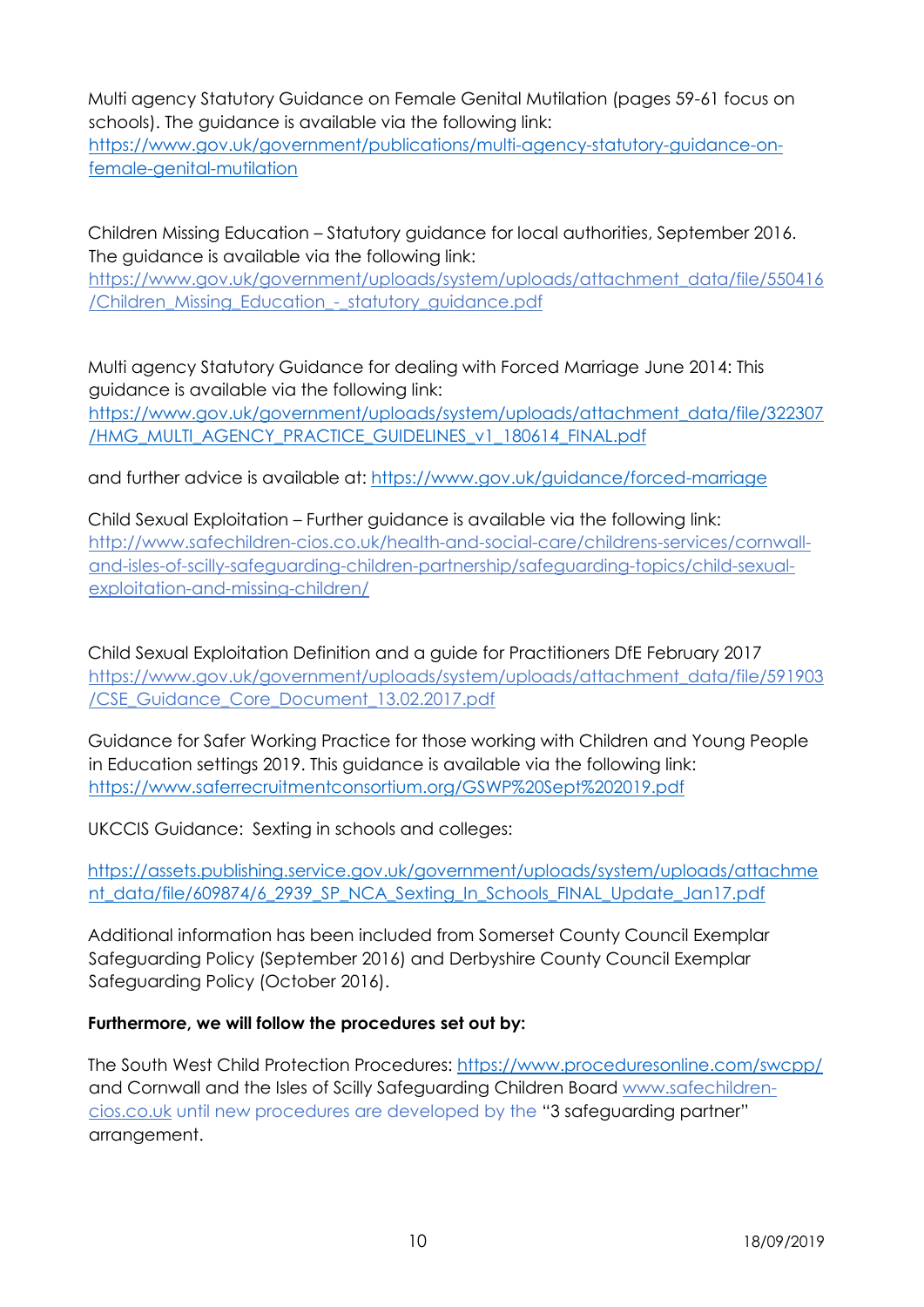Multi agency Statutory Guidance on Female Genital Mutilation (pages 59-61 focus on schools). The guidance is available via the following link: https://www.gov.uk/government/publications/multi-agency-statutory-guidance-on-female-genital-mutilation

Children Missing Education – Statutory guidance for local authorities, September 2016. The guidance is available via the following link: https://www.gov.uk/government/uploads/system/uploads/attachment_data/file/550416/Children_Missing_Education_-_statutory_guidance.pdf

Multi agency Statutory Guidance for dealing with Forced Marriage June 2014: This guidance is available via the following link: https://www.gov.uk/government/uploads/system/uploads/attachment_data/file/322307/HMG_MULTI_AGENCY_PRACTICE_GUIDELINES_v1_180614_FINAL.pdf

and further advice is available at: https://www.gov.uk/guidance/forced-marriage

Child Sexual Exploitation – Further guidance is available via the following link: http://www.safechildren-cios.co.uk/health-and-social-care/childrens-services/cornwall-and-isles-of-scilly-safeguarding-children-partnership/safeguarding-topics/child-sexual-exploitation-and-missing-children/

Child Sexual Exploitation Definition and a guide for Practitioners DfE February 2017 https://www.gov.uk/government/uploads/system/uploads/attachment_data/file/591903/CSE_Guidance_Core_Document_13.02.2017.pdf

Guidance for Safer Working Practice for those working with Children and Young People in Education settings 2019. This guidance is available via the following link: https://www.saferrecruitmentconsortium.org/GSWP%20Sept%202019.pdf

UKCCIS Guidance: Sexting in schools and colleges:

https://assets.publishing.service.gov.uk/government/uploads/system/uploads/attachment_data/file/609874/6_2939_SP_NCA_Sexting_In_Schools_FINAL_Update_Jan17.pdf

Additional information has been included from Somerset County Council Exemplar Safeguarding Policy (September 2016) and Derbyshire County Council Exemplar Safeguarding Policy (October 2016).

**Furthermore, we will follow the procedures set out by:**

The South West Child Protection Procedures: https://www.proceduresonline.com/swcpp/ and Cornwall and the Isles of Scilly Safeguarding Children Board www.safechildren-cios.co.uk until new procedures are developed by the "3 safeguarding partner" arrangement.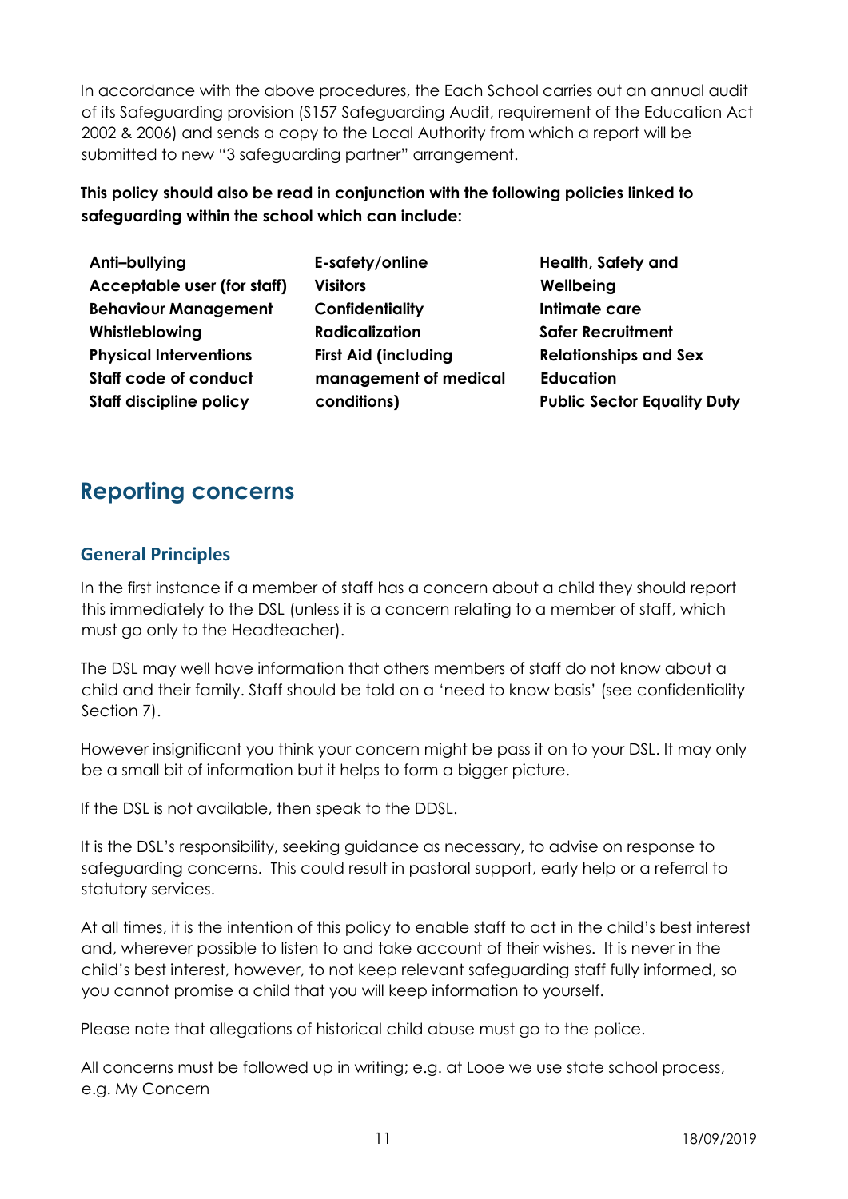In accordance with the above procedures, the Each School carries out an annual audit of its Safeguarding provision (S157 Safeguarding Audit, requirement of the Education Act 2002 & 2006) and sends a copy to the Local Authority from which a report will be submitted to new "3 safeguarding partner" arrangement.

**This policy should also be read in conjunction with the following policies linked to safeguarding within the school which can include:**

- **Anti–bullying**
- **Acceptable user (for staff)**
- **Behaviour Management**
- **Whistleblowing**
- **Physical Interventions**
- **Staff code of conduct**
- **Staff discipline policy**
- **E-safety/online**
- **Visitors**
- **Confidentiality**
- **Radicalization**
- **First Aid (including management of medical conditions)**
- **Health, Safety and Wellbeing**
- **Intimate care**
- **Safer Recruitment**
- **Relationships and Sex Education**
- **Public Sector Equality Duty**

## Reporting concerns

### General Principles

In the first instance if a member of staff has a concern about a child they should report this immediately to the DSL (unless it is a concern relating to a member of staff, which must go only to the Headteacher).

The DSL may well have information that others members of staff do not know about a child and their family. Staff should be told on a 'need to know basis' (see confidentiality Section 7).

However insignificant you think your concern might be pass it on to your DSL. It may only be a small bit of information but it helps to form a bigger picture.

If the DSL is not available, then speak to the DDSL.

It is the DSL's responsibility, seeking guidance as necessary, to advise on response to safeguarding concerns. This could result in pastoral support, early help or a referral to statutory services.

At all times, it is the intention of this policy to enable staff to act in the child's best interest and, wherever possible to listen to and take account of their wishes. It is never in the child's best interest, however, to not keep relevant safeguarding staff fully informed, so you cannot promise a child that you will keep information to yourself.

Please note that allegations of historical child abuse must go to the police.

All concerns must be followed up in writing; e.g. at Looe we use state school process, e.g. My Concern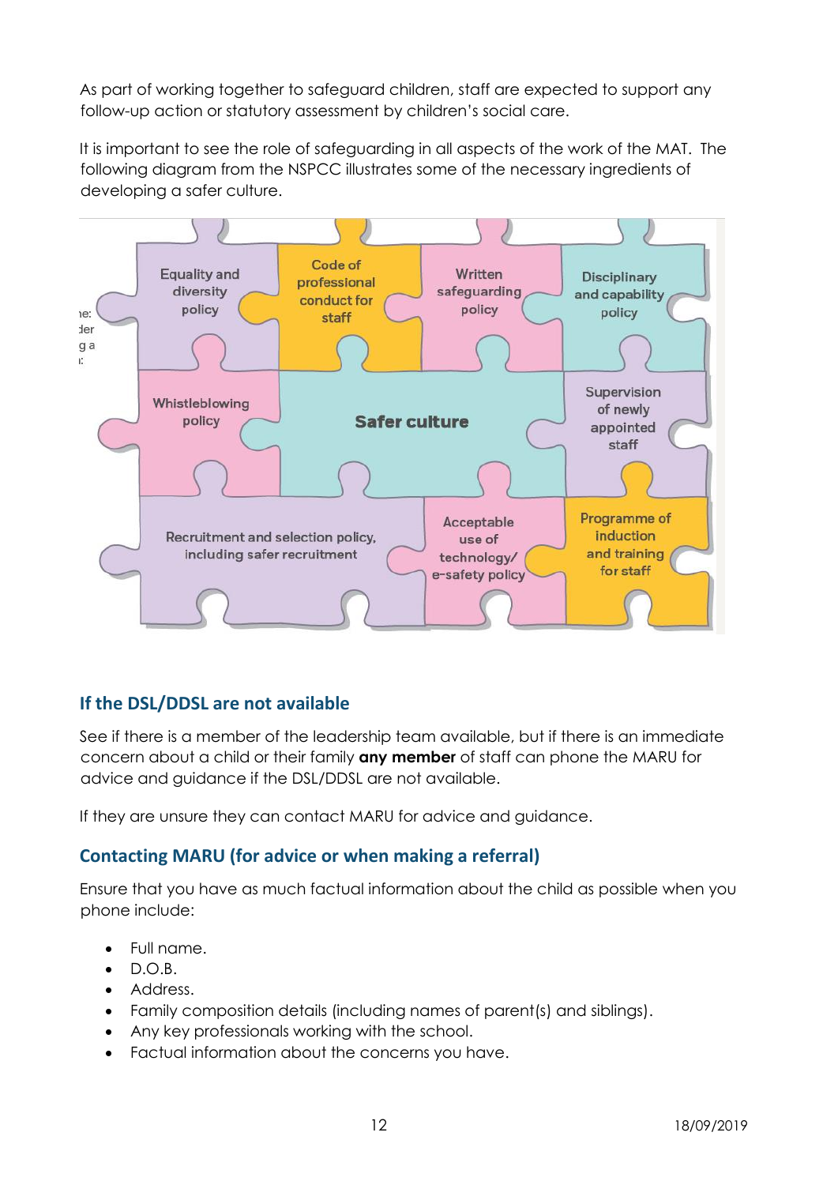As part of working together to safeguard children, staff are expected to support any follow-up action or statutory assessment by children's social care.

It is important to see the role of safeguarding in all aspects of the work of the MAT. The following diagram from the NSPCC illustrates some of the necessary ingredients of developing a safer culture.

- Equality and diversity policy
- Code of professional conduct for staff
- Written safeguarding policy
- Disciplinary and capability policy
- Whistleblowing policy
- Safer culture
- Supervision of newly appointed staff
- Recruitment and selection policy, including safer recruitment
- Acceptable use of technology/ e-safety policy
- Programme of induction and training for staff

## If the DSL/DDSL are not available

See if there is a member of the leadership team available, but if there is an immediate concern about a child or their family **any member** of staff can phone the MARU for advice and guidance if the DSL/DDSL are not available.

If they are unsure they can contact MARU for advice and guidance.

## Contacting MARU (for advice or when making a referral)

Ensure that you have as much factual information about the child as possible when you phone include:

- Full name.
- D.O.B.
- Address.
- Family composition details (including names of parent(s) and siblings).
- Any key professionals working with the school.
- Factual information about the concerns you have.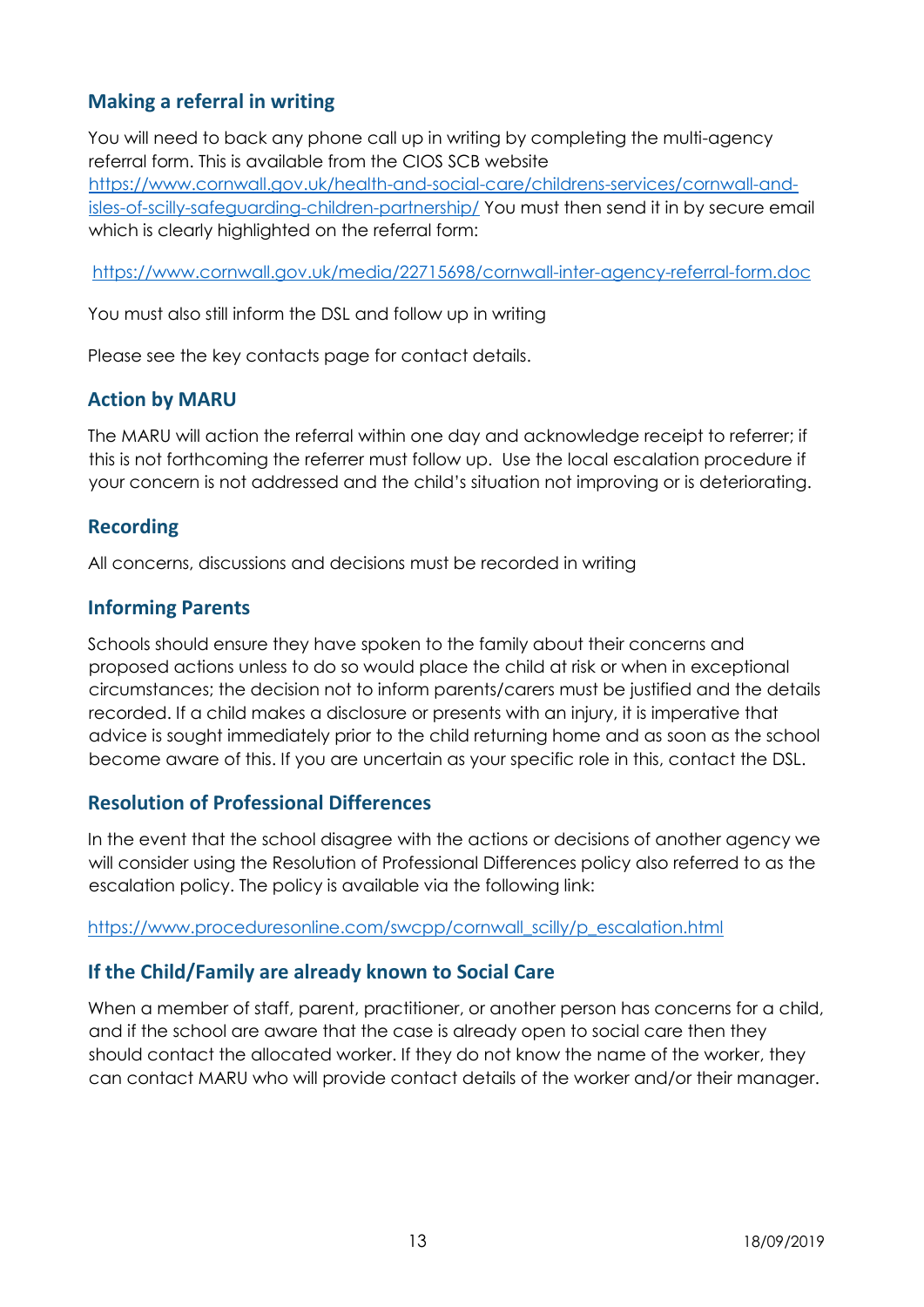## Making a referral in writing

You will need to back any phone call up in writing by completing the multi-agency referral form. This is available from the CIOS SCB website https://www.cornwall.gov.uk/health-and-social-care/childrens-services/cornwall-and-isles-of-scilly-safeguarding-children-partnership/ You must then send it in by secure email which is clearly highlighted on the referral form:

https://www.cornwall.gov.uk/media/22715698/cornwall-inter-agency-referral-form.doc

You must also still inform the DSL and follow up in writing

Please see the key contacts page for contact details.

## Action by MARU

The MARU will action the referral within one day and acknowledge receipt to referrer; if this is not forthcoming the referrer must follow up. Use the local escalation procedure if your concern is not addressed and the child's situation not improving or is deteriorating.

## Recording

All concerns, discussions and decisions must be recorded in writing

## Informing Parents

Schools should ensure they have spoken to the family about their concerns and proposed actions unless to do so would place the child at risk or when in exceptional circumstances; the decision not to inform parents/carers must be justified and the details recorded. If a child makes a disclosure or presents with an injury, it is imperative that advice is sought immediately prior to the child returning home and as soon as the school become aware of this. If you are uncertain as your specific role in this, contact the DSL.

## Resolution of Professional Differences

In the event that the school disagree with the actions or decisions of another agency we will consider using the Resolution of Professional Differences policy also referred to as the escalation policy. The policy is available via the following link:

https://www.proceduresonline.com/swcpp/cornwall_scilly/p_escalation.html

## If the Child/Family are already known to Social Care

When a member of staff, parent, practitioner, or another person has concerns for a child, and if the school are aware that the case is already open to social care then they should contact the allocated worker. If they do not know the name of the worker, they can contact MARU who will provide contact details of the worker and/or their manager.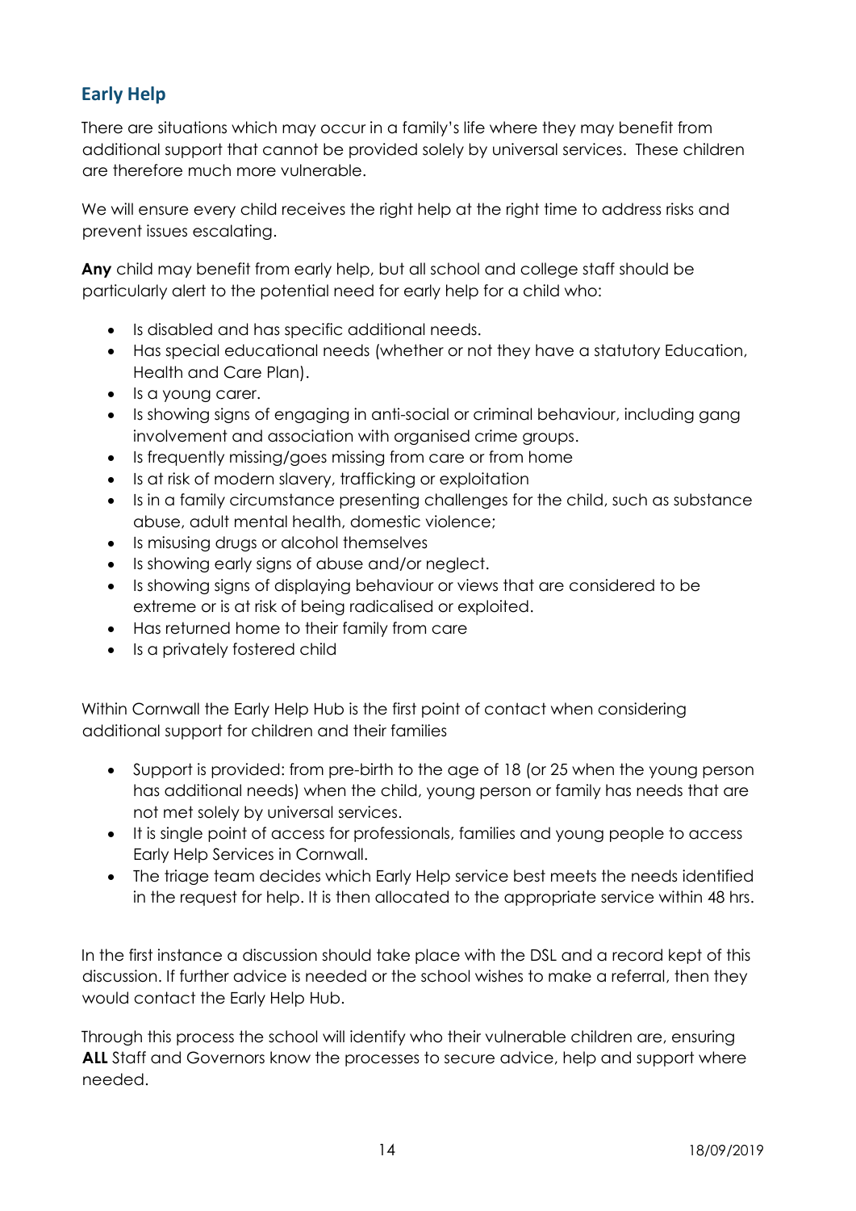## Early Help

There are situations which may occur in a family's life where they may benefit from additional support that cannot be provided solely by universal services. These children are therefore much more vulnerable.

We will ensure every child receives the right help at the right time to address risks and prevent issues escalating.

**Any** child may benefit from early help, but all school and college staff should be particularly alert to the potential need for early help for a child who:

- Is disabled and has specific additional needs.
- Has special educational needs (whether or not they have a statutory Education, Health and Care Plan).
- Is a young carer.
- Is showing signs of engaging in anti-social or criminal behaviour, including gang involvement and association with organised crime groups.
- Is frequently missing/goes missing from care or from home
- Is at risk of modern slavery, trafficking or exploitation
- Is in a family circumstance presenting challenges for the child, such as substance abuse, adult mental health, domestic violence;
- Is misusing drugs or alcohol themselves
- Is showing early signs of abuse and/or neglect.
- Is showing signs of displaying behaviour or views that are considered to be extreme or is at risk of being radicalised or exploited.
- Has returned home to their family from care
- Is a privately fostered child

Within Cornwall the Early Help Hub is the first point of contact when considering additional support for children and their families

- Support is provided: from pre-birth to the age of 18 (or 25 when the young person has additional needs) when the child, young person or family has needs that are not met solely by universal services.
- It is single point of access for professionals, families and young people to access Early Help Services in Cornwall.
- The triage team decides which Early Help service best meets the needs identified in the request for help. It is then allocated to the appropriate service within 48 hrs.

In the first instance a discussion should take place with the DSL and a record kept of this discussion. If further advice is needed or the school wishes to make a referral, then they would contact the Early Help Hub.

Through this process the school will identify who their vulnerable children are, ensuring **ALL** Staff and Governors know the processes to secure advice, help and support where needed.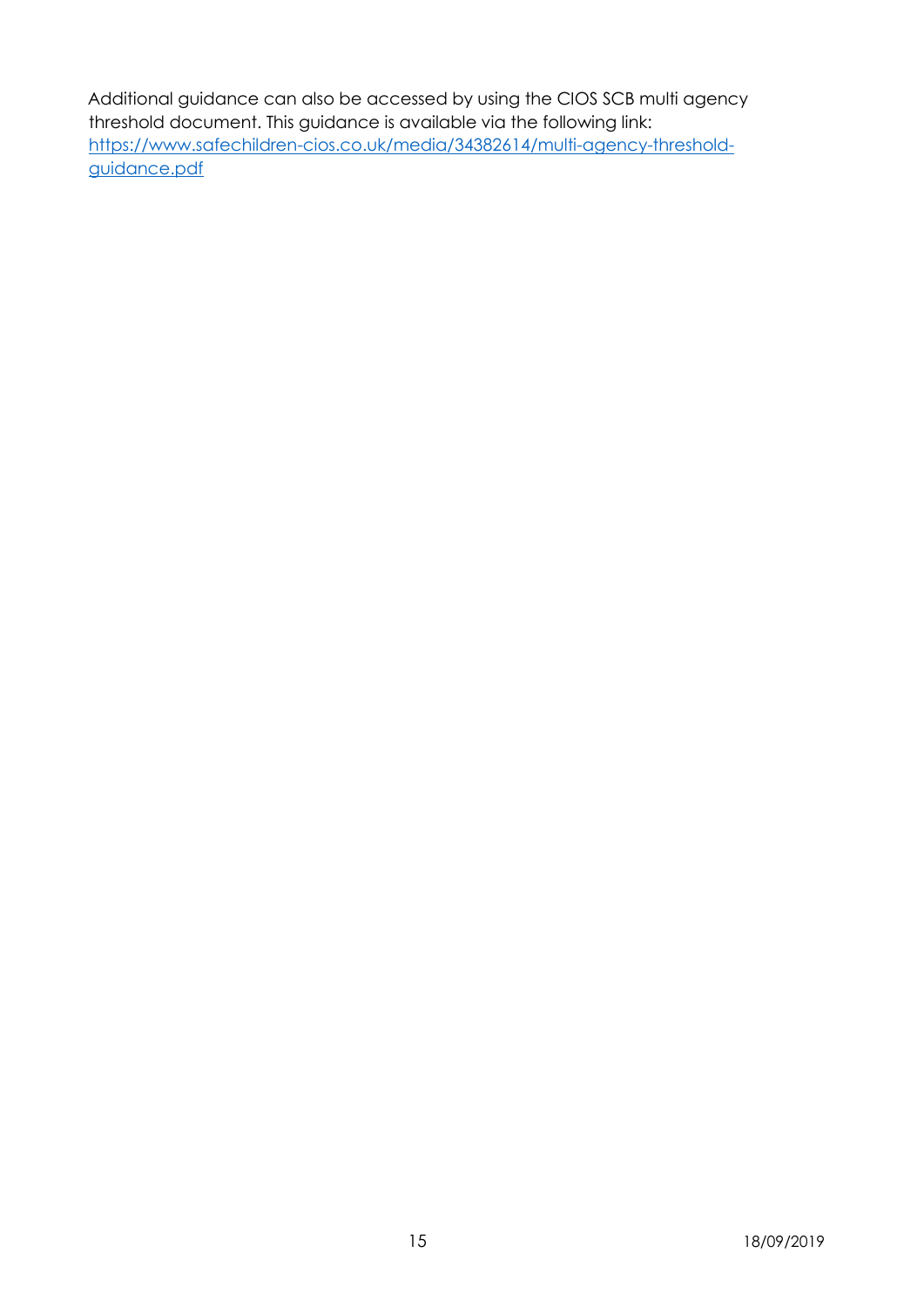Additional guidance can also be accessed by using the CIOS SCB multi agency threshold document. This guidance is available via the following link: [https://www.safechildren-cios.co.uk/media/34382614/multi-agency-threshold-guidance.pdf](https://www.safechildren-cios.co.uk/media/34382614/multi-agency-threshold-guidance.pdf)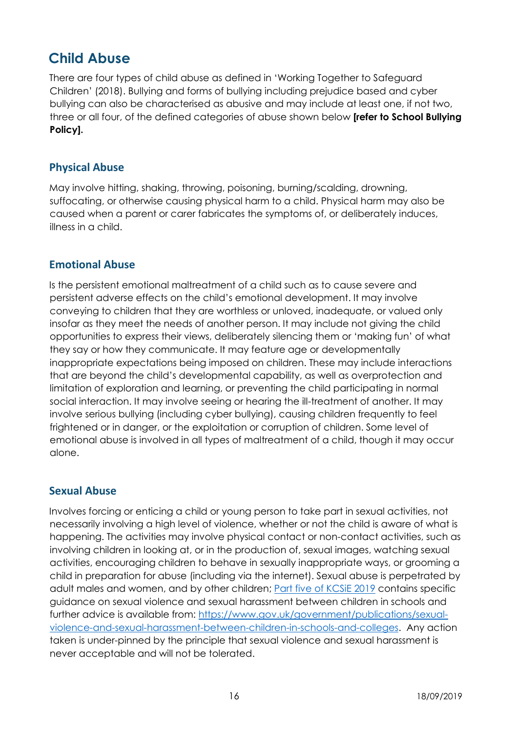# Child Abuse

There are four types of child abuse as defined in 'Working Together to Safeguard Children' (2018). Bullying and forms of bullying including prejudice based and cyber bullying can also be characterised as abusive and may include at least one, if not two, three or all four, of the defined categories of abuse shown below **[refer to School Bullying Policy].**

## Physical Abuse

May involve hitting, shaking, throwing, poisoning, burning/scalding, drowning, suffocating, or otherwise causing physical harm to a child. Physical harm may also be caused when a parent or carer fabricates the symptoms of, or deliberately induces, illness in a child.

## Emotional Abuse

Is the persistent emotional maltreatment of a child such as to cause severe and persistent adverse effects on the child's emotional development. It may involve conveying to children that they are worthless or unloved, inadequate, or valued only insofar as they meet the needs of another person. It may include not giving the child opportunities to express their views, deliberately silencing them or 'making fun' of what they say or how they communicate. It may feature age or developmentally inappropriate expectations being imposed on children. These may include interactions that are beyond the child's developmental capability, as well as overprotection and limitation of exploration and learning, or preventing the child participating in normal social interaction. It may involve seeing or hearing the ill-treatment of another. It may involve serious bullying (including cyber bullying), causing children frequently to feel frightened or in danger, or the exploitation or corruption of children. Some level of emotional abuse is involved in all types of maltreatment of a child, though it may occur alone.

## Sexual Abuse

Involves forcing or enticing a child or young person to take part in sexual activities, not necessarily involving a high level of violence, whether or not the child is aware of what is happening. The activities may involve physical contact or non-contact activities, such as involving children in looking at, or in the production of, sexual images, watching sexual activities, encouraging children to behave in sexually inappropriate ways, or grooming a child in preparation for abuse (including via the internet). Sexual abuse is perpetrated by adult males and women, and by other children; Part five of KCSiE 2019 contains specific guidance on sexual violence and sexual harassment between children in schools and further advice is available from: https://www.gov.uk/government/publications/sexual-violence-and-sexual-harassment-between-children-in-schools-and-colleges. Any action taken is under-pinned by the principle that sexual violence and sexual harassment is never acceptable and will not be tolerated.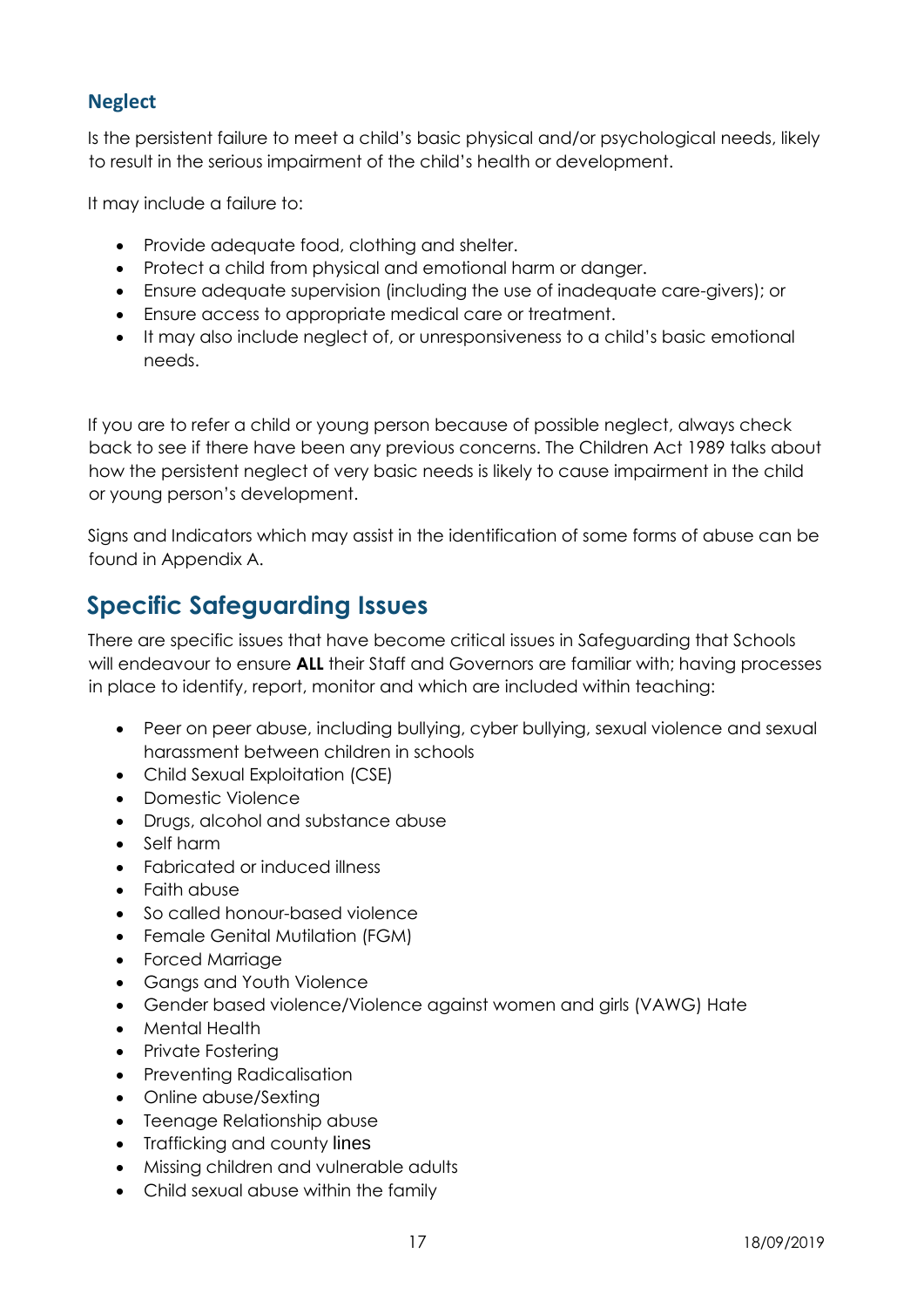### Neglect

Is the persistent failure to meet a child's basic physical and/or psychological needs, likely to result in the serious impairment of the child's health or development.

It may include a failure to:

- Provide adequate food, clothing and shelter.
- Protect a child from physical and emotional harm or danger.
- Ensure adequate supervision (including the use of inadequate care-givers); or
- Ensure access to appropriate medical care or treatment.
- It may also include neglect of, or unresponsiveness to a child's basic emotional needs.

If you are to refer a child or young person because of possible neglect, always check back to see if there have been any previous concerns. The Children Act 1989 talks about how the persistent neglect of very basic needs is likely to cause impairment in the child or young person's development.

Signs and Indicators which may assist in the identification of some forms of abuse can be found in Appendix A.

## Specific Safeguarding Issues

There are specific issues that have become critical issues in Safeguarding that Schools will endeavour to ensure **ALL** their Staff and Governors are familiar with; having processes in place to identify, report, monitor and which are included within teaching:

- Peer on peer abuse, including bullying, cyber bullying, sexual violence and sexual harassment between children in schools
- Child Sexual Exploitation (CSE)
- Domestic Violence
- Drugs, alcohol and substance abuse
- Self harm
- Fabricated or induced illness
- Faith abuse
- So called honour-based violence
- Female Genital Mutilation (FGM)
- Forced Marriage
- Gangs and Youth Violence
- Gender based violence/Violence against women and girls (VAWG) Hate
- Mental Health
- Private Fostering
- Preventing Radicalisation
- Online abuse/Sexting
- Teenage Relationship abuse
- Trafficking and county lines
- Missing children and vulnerable adults
- Child sexual abuse within the family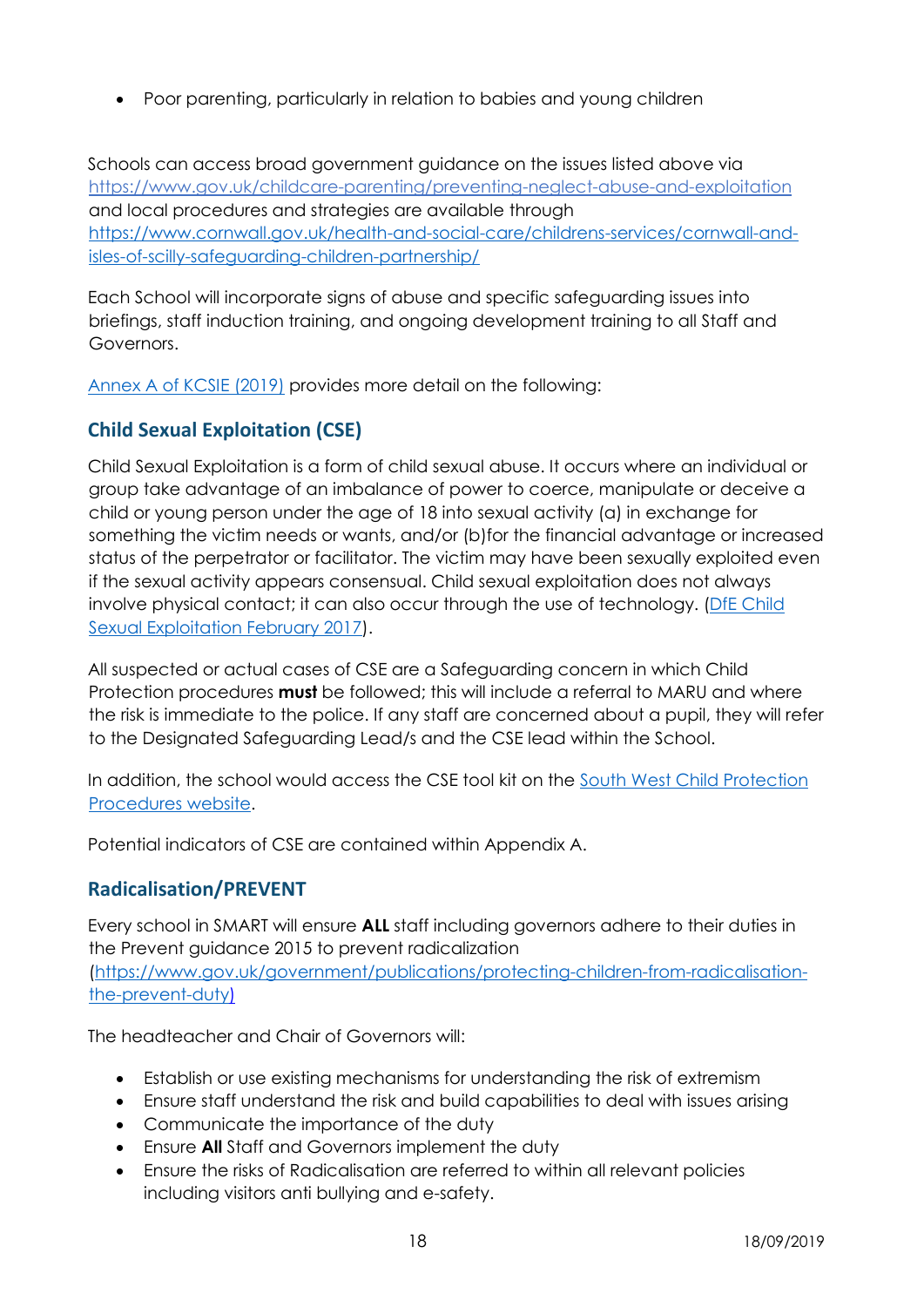- Poor parenting, particularly in relation to babies and young children

Schools can access broad government guidance on the issues listed above via https://www.gov.uk/childcare-parenting/preventing-neglect-abuse-and-exploitation and local procedures and strategies are available through https://www.cornwall.gov.uk/health-and-social-care/childrens-services/cornwall-and-isles-of-scilly-safeguarding-children-partnership/

Each School will incorporate signs of abuse and specific safeguarding issues into briefings, staff induction training, and ongoing development training to all Staff and Governors.

Annex A of KCSIE (2019) provides more detail on the following:

## Child Sexual Exploitation (CSE)

Child Sexual Exploitation is a form of child sexual abuse. It occurs where an individual or group take advantage of an imbalance of power to coerce, manipulate or deceive a child or young person under the age of 18 into sexual activity (a) in exchange for something the victim needs or wants, and/or (b)for the financial advantage or increased status of the perpetrator or facilitator. The victim may have been sexually exploited even if the sexual activity appears consensual. Child sexual exploitation does not always involve physical contact; it can also occur through the use of technology. (DfE Child Sexual Exploitation February 2017).

All suspected or actual cases of CSE are a Safeguarding concern in which Child Protection procedures **must** be followed; this will include a referral to MARU and where the risk is immediate to the police. If any staff are concerned about a pupil, they will refer to the Designated Safeguarding Lead/s and the CSE lead within the School.

In addition, the school would access the CSE tool kit on the South West Child Protection Procedures website.

Potential indicators of CSE are contained within Appendix A.

## Radicalisation/PREVENT

Every school in SMART will ensure **ALL** staff including governors adhere to their duties in the Prevent guidance 2015 to prevent radicalization (https://www.gov.uk/government/publications/protecting-children-from-radicalisation-the-prevent-duty)

The headteacher and Chair of Governors will:

- Establish or use existing mechanisms for understanding the risk of extremism
- Ensure staff understand the risk and build capabilities to deal with issues arising
- Communicate the importance of the duty
- Ensure **All** Staff and Governors implement the duty
- Ensure the risks of Radicalisation are referred to within all relevant policies including visitors anti bullying and e-safety.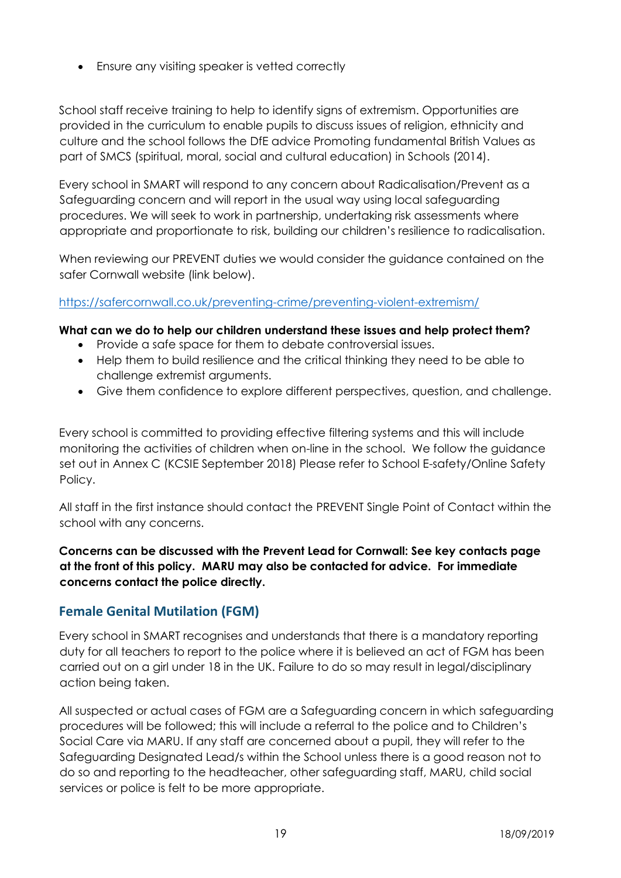- Ensure any visiting speaker is vetted correctly

School staff receive training to help to identify signs of extremism. Opportunities are provided in the curriculum to enable pupils to discuss issues of religion, ethnicity and culture and the school follows the DfE advice Promoting fundamental British Values as part of SMCS (spiritual, moral, social and cultural education) in Schools (2014).

Every school in SMART will respond to any concern about Radicalisation/Prevent as a Safeguarding concern and will report in the usual way using local safeguarding procedures. We will seek to work in partnership, undertaking risk assessments where appropriate and proportionate to risk, building our children's resilience to radicalisation.

When reviewing our PREVENT duties we would consider the guidance contained on the safer Cornwall website (link below).

https://safercornwall.co.uk/preventing-crime/preventing-violent-extremism/

**What can we do to help our children understand these issues and help protect them?**

- Provide a safe space for them to debate controversial issues.
- Help them to build resilience and the critical thinking they need to be able to challenge extremist arguments.
- Give them confidence to explore different perspectives, question, and challenge.

Every school is committed to providing effective filtering systems and this will include monitoring the activities of children when on-line in the school. We follow the guidance set out in Annex C (KCSIE September 2018) Please refer to School E-safety/Online Safety Policy.

All staff in the first instance should contact the PREVENT Single Point of Contact within the school with any concerns.

**Concerns can be discussed with the Prevent Lead for Cornwall: See key contacts page at the front of this policy. MARU may also be contacted for advice. For immediate concerns contact the police directly.**

## Female Genital Mutilation (FGM)

Every school in SMART recognises and understands that there is a mandatory reporting duty for all teachers to report to the police where it is believed an act of FGM has been carried out on a girl under 18 in the UK. Failure to do so may result in legal/disciplinary action being taken.

All suspected or actual cases of FGM are a Safeguarding concern in which safeguarding procedures will be followed; this will include a referral to the police and to Children's Social Care via MARU. If any staff are concerned about a pupil, they will refer to the Safeguarding Designated Lead/s within the School unless there is a good reason not to do so and reporting to the headteacher, other safeguarding staff, MARU, child social services or police is felt to be more appropriate.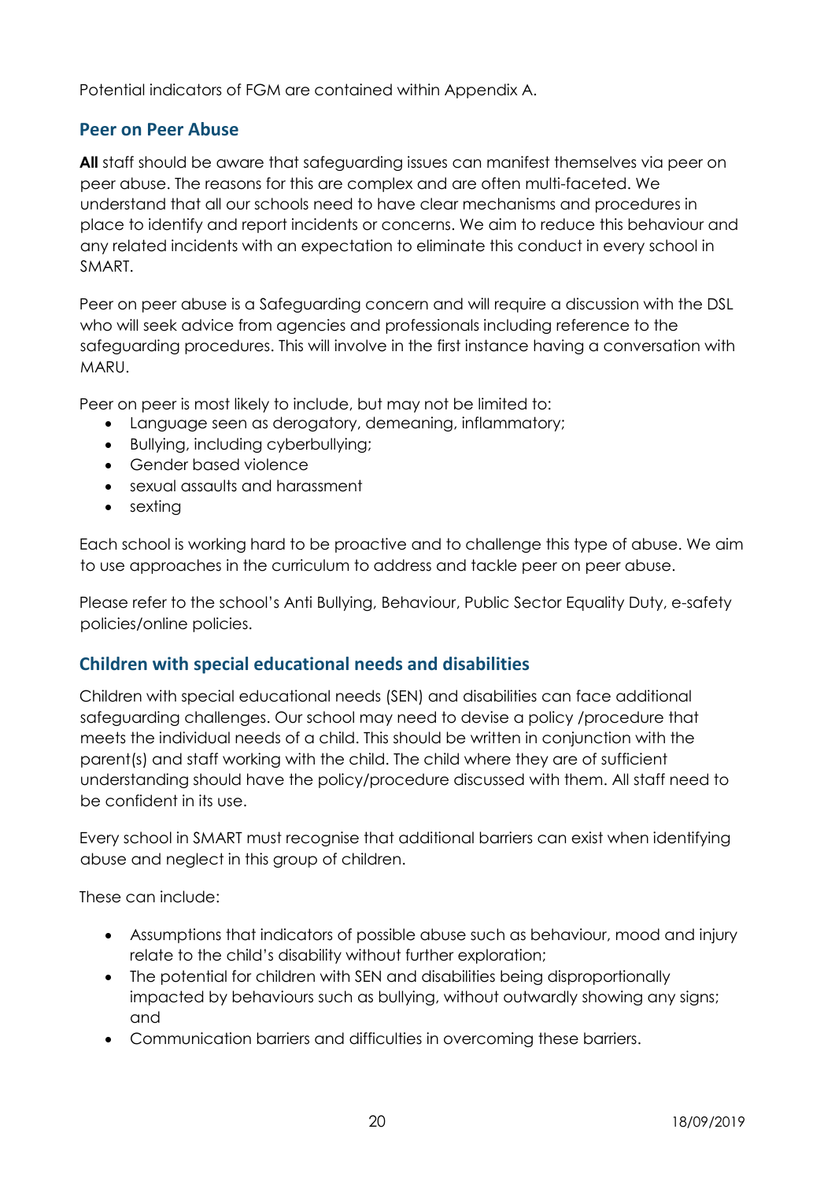Potential indicators of FGM are contained within Appendix A.

## Peer on Peer Abuse

**All** staff should be aware that safeguarding issues can manifest themselves via peer on peer abuse. The reasons for this are complex and are often multi-faceted. We understand that all our schools need to have clear mechanisms and procedures in place to identify and report incidents or concerns. We aim to reduce this behaviour and any related incidents with an expectation to eliminate this conduct in every school in SMART.

Peer on peer abuse is a Safeguarding concern and will require a discussion with the DSL who will seek advice from agencies and professionals including reference to the safeguarding procedures. This will involve in the first instance having a conversation with MARU.

Peer on peer is most likely to include, but may not be limited to:

- Language seen as derogatory, demeaning, inflammatory;
- Bullying, including cyberbullying;
- Gender based violence
- sexual assaults and harassment
- sexting

Each school is working hard to be proactive and to challenge this type of abuse. We aim to use approaches in the curriculum to address and tackle peer on peer abuse.

Please refer to the school's Anti Bullying, Behaviour, Public Sector Equality Duty, e-safety policies/online policies.

## Children with special educational needs and disabilities

Children with special educational needs (SEN) and disabilities can face additional safeguarding challenges. Our school may need to devise a policy /procedure that meets the individual needs of a child. This should be written in conjunction with the parent(s) and staff working with the child. The child where they are of sufficient understanding should have the policy/procedure discussed with them. All staff need to be confident in its use.

Every school in SMART must recognise that additional barriers can exist when identifying abuse and neglect in this group of children.

These can include:

- Assumptions that indicators of possible abuse such as behaviour, mood and injury relate to the child's disability without further exploration;
- The potential for children with SEN and disabilities being disproportionally impacted by behaviours such as bullying, without outwardly showing any signs; and
- Communication barriers and difficulties in overcoming these barriers.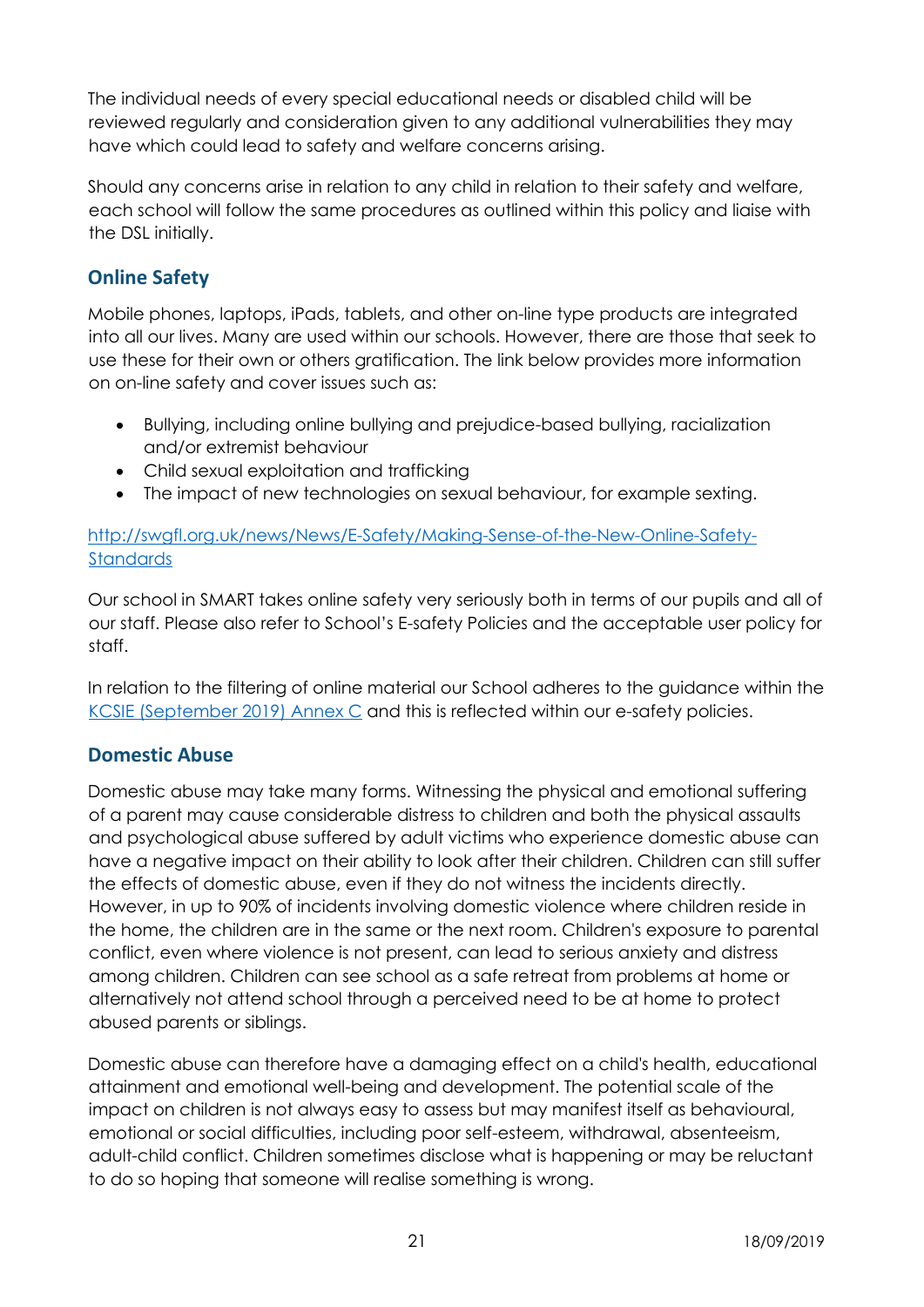The individual needs of every special educational needs or disabled child will be reviewed regularly and consideration given to any additional vulnerabilities they may have which could lead to safety and welfare concerns arising.

Should any concerns arise in relation to any child in relation to their safety and welfare, each school will follow the same procedures as outlined within this policy and liaise with the DSL initially.

## Online Safety

Mobile phones, laptops, iPads, tablets, and other on-line type products are integrated into all our lives. Many are used within our schools. However, there are those that seek to use these for their own or others gratification. The link below provides more information on on-line safety and cover issues such as:

- Bullying, including online bullying and prejudice-based bullying, racialization and/or extremist behaviour
- Child sexual exploitation and trafficking
- The impact of new technologies on sexual behaviour, for example sexting.

[http://swgfl.org.uk/news/News/E-Safety/Making-Sense-of-the-New-Online-Safety-Standards](http://swgfl.org.uk/news/News/E-Safety/Making-Sense-of-the-New-Online-Safety-Standards)

Our school in SMART takes online safety very seriously both in terms of our pupils and all of our staff. Please also refer to School's E-safety Policies and the acceptable user policy for staff.

In relation to the filtering of online material our School adheres to the guidance within the KCSIE (September 2019) Annex C and this is reflected within our e-safety policies.

## Domestic Abuse

Domestic abuse may take many forms. Witnessing the physical and emotional suffering of a parent may cause considerable distress to children and both the physical assaults and psychological abuse suffered by adult victims who experience domestic abuse can have a negative impact on their ability to look after their children. Children can still suffer the effects of domestic abuse, even if they do not witness the incidents directly. However, in up to 90% of incidents involving domestic violence where children reside in the home, the children are in the same or the next room. Children's exposure to parental conflict, even where violence is not present, can lead to serious anxiety and distress among children. Children can see school as a safe retreat from problems at home or alternatively not attend school through a perceived need to be at home to protect abused parents or siblings.

Domestic abuse can therefore have a damaging effect on a child's health, educational attainment and emotional well-being and development. The potential scale of the impact on children is not always easy to assess but may manifest itself as behavioural, emotional or social difficulties, including poor self-esteem, withdrawal, absenteeism, adult-child conflict. Children sometimes disclose what is happening or may be reluctant to do so hoping that someone will realise something is wrong.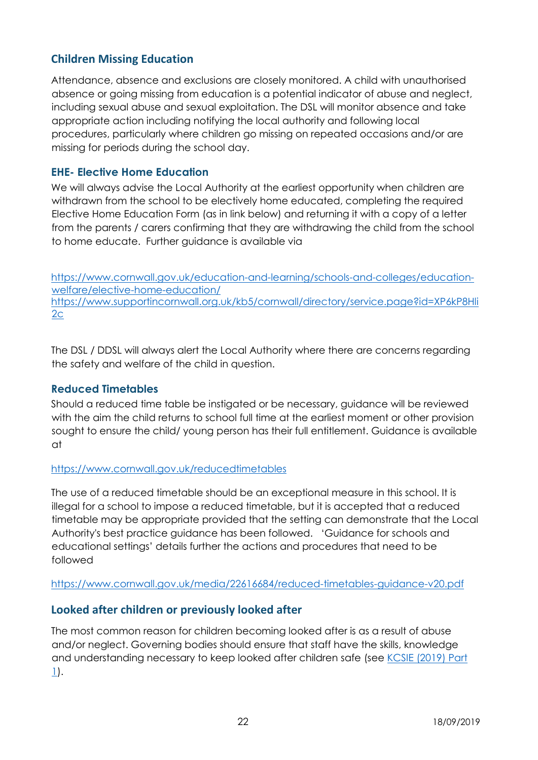## Children Missing Education

Attendance, absence and exclusions are closely monitored. A child with unauthorised absence or going missing from education is a potential indicator of abuse and neglect, including sexual abuse and sexual exploitation. The DSL will monitor absence and take appropriate action including notifying the local authority and following local procedures, particularly where children go missing on repeated occasions and/or are missing for periods during the school day.

### EHE- Elective Home Education

We will always advise the Local Authority at the earliest opportunity when children are withdrawn from the school to be electively home educated, completing the required Elective Home Education Form (as in link below) and returning it with a copy of a letter from the parents / carers confirming that they are withdrawing the child from the school to home educate. Further guidance is available via

https://www.cornwall.gov.uk/education-and-learning/schools-and-colleges/education-welfare/elective-home-education/
https://www.supportincornwall.org.uk/kb5/cornwall/directory/service.page?id=XP6kP8Hli2c

The DSL / DDSL will always alert the Local Authority where there are concerns regarding the safety and welfare of the child in question.

### Reduced Timetables

Should a reduced time table be instigated or be necessary, guidance will be reviewed with the aim the child returns to school full time at the earliest moment or other provision sought to ensure the child/ young person has their full entitlement. Guidance is available at

https://www.cornwall.gov.uk/reducedtimetables

The use of a reduced timetable should be an exceptional measure in this school. It is illegal for a school to impose a reduced timetable, but it is accepted that a reduced timetable may be appropriate provided that the setting can demonstrate that the Local Authority's best practice guidance has been followed. 'Guidance for schools and educational settings' details further the actions and procedures that need to be followed

https://www.cornwall.gov.uk/media/22616684/reduced-timetables-guidance-v20.pdf

## Looked after children or previously looked after

The most common reason for children becoming looked after is as a result of abuse and/or neglect. Governing bodies should ensure that staff have the skills, knowledge and understanding necessary to keep looked after children safe (see KCSIE (2019) Part 1).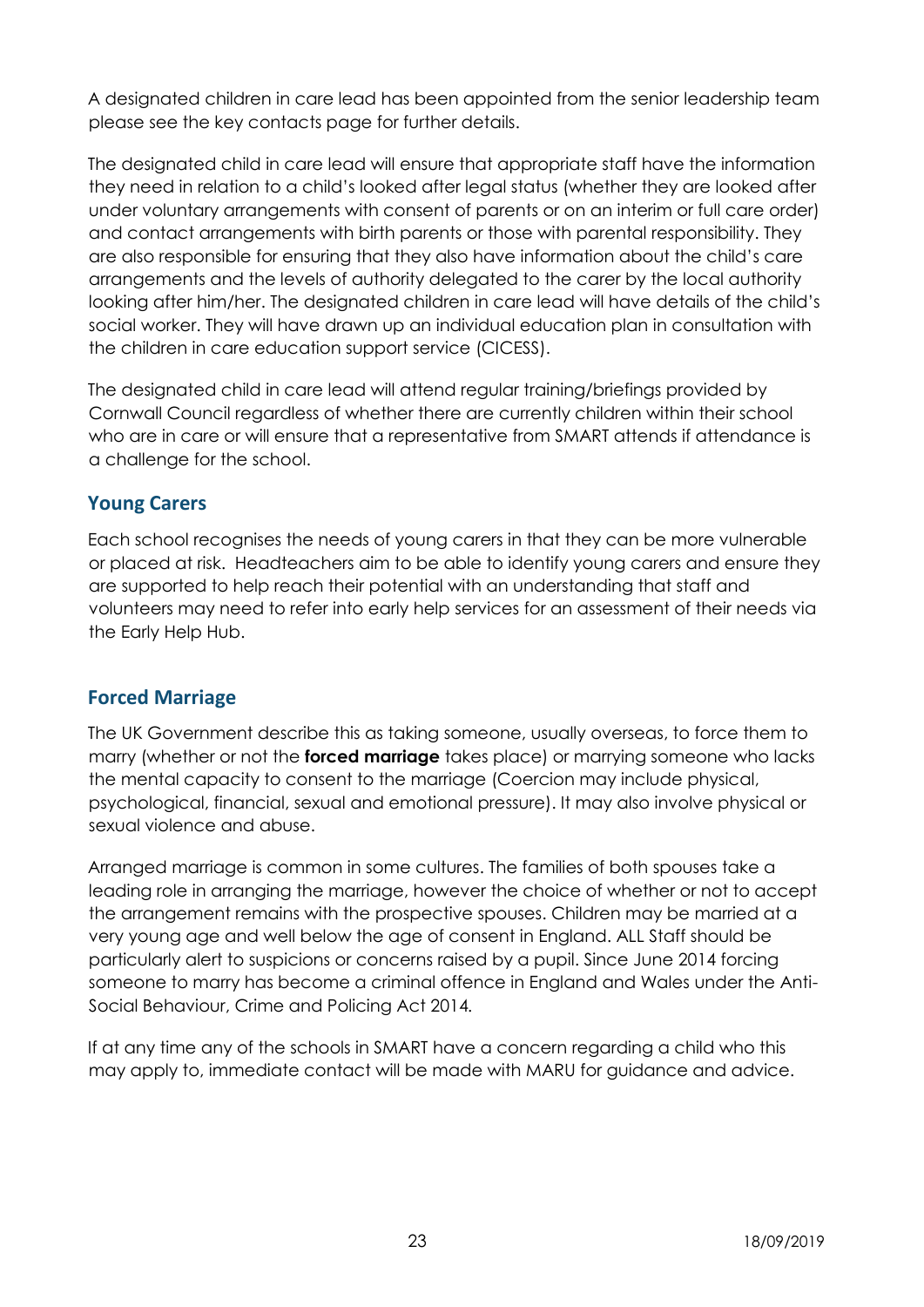A designated children in care lead has been appointed from the senior leadership team please see the key contacts page for further details.

The designated child in care lead will ensure that appropriate staff have the information they need in relation to a child's looked after legal status (whether they are looked after under voluntary arrangements with consent of parents or on an interim or full care order) and contact arrangements with birth parents or those with parental responsibility. They are also responsible for ensuring that they also have information about the child's care arrangements and the levels of authority delegated to the carer by the local authority looking after him/her. The designated children in care lead will have details of the child's social worker. They will have drawn up an individual education plan in consultation with the children in care education support service (CICESS).

The designated child in care lead will attend regular training/briefings provided by Cornwall Council regardless of whether there are currently children within their school who are in care or will ensure that a representative from SMART attends if attendance is a challenge for the school.

## Young Carers

Each school recognises the needs of young carers in that they can be more vulnerable or placed at risk. Headteachers aim to be able to identify young carers and ensure they are supported to help reach their potential with an understanding that staff and volunteers may need to refer into early help services for an assessment of their needs via the Early Help Hub.

## Forced Marriage

The UK Government describe this as taking someone, usually overseas, to force them to marry (whether or not the **forced marriage** takes place) or marrying someone who lacks the mental capacity to consent to the marriage (Coercion may include physical, psychological, financial, sexual and emotional pressure). It may also involve physical or sexual violence and abuse.

Arranged marriage is common in some cultures. The families of both spouses take a leading role in arranging the marriage, however the choice of whether or not to accept the arrangement remains with the prospective spouses. Children may be married at a very young age and well below the age of consent in England. ALL Staff should be particularly alert to suspicions or concerns raised by a pupil. Since June 2014 forcing someone to marry has become a criminal offence in England and Wales under the Anti-Social Behaviour, Crime and Policing Act 2014.

If at any time any of the schools in SMART have a concern regarding a child who this may apply to, immediate contact will be made with MARU for guidance and advice.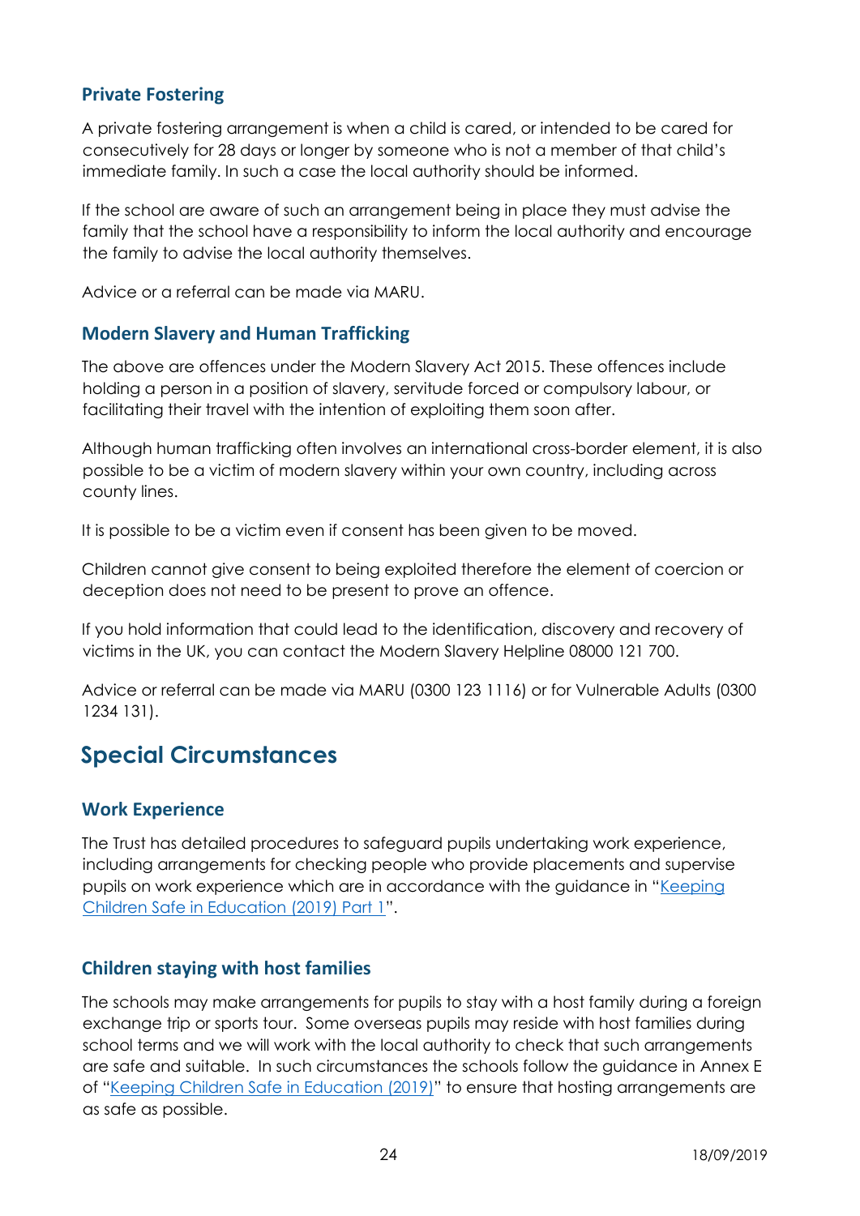### Private Fostering

A private fostering arrangement is when a child is cared, or intended to be cared for consecutively for 28 days or longer by someone who is not a member of that child's immediate family. In such a case the local authority should be informed.

If the school are aware of such an arrangement being in place they must advise the family that the school have a responsibility to inform the local authority and encourage the family to advise the local authority themselves.

Advice or a referral can be made via MARU.

### Modern Slavery and Human Trafficking

The above are offences under the Modern Slavery Act 2015. These offences include holding a person in a position of slavery, servitude forced or compulsory labour, or facilitating their travel with the intention of exploiting them soon after.

Although human trafficking often involves an international cross-border element, it is also possible to be a victim of modern slavery within your own country, including across county lines.

It is possible to be a victim even if consent has been given to be moved.

Children cannot give consent to being exploited therefore the element of coercion or deception does not need to be present to prove an offence.

If you hold information that could lead to the identification, discovery and recovery of victims in the UK, you can contact the Modern Slavery Helpline 08000 121 700.

Advice or referral can be made via MARU (0300 123 1116) or for Vulnerable Adults (0300 1234 131).

## Special Circumstances

### Work Experience

The Trust has detailed procedures to safeguard pupils undertaking work experience, including arrangements for checking people who provide placements and supervise pupils on work experience which are in accordance with the guidance in "Keeping Children Safe in Education (2019) Part 1".

### Children staying with host families

The schools may make arrangements for pupils to stay with a host family during a foreign exchange trip or sports tour. Some overseas pupils may reside with host families during school terms and we will work with the local authority to check that such arrangements are safe and suitable. In such circumstances the schools follow the guidance in Annex E of "Keeping Children Safe in Education (2019)" to ensure that hosting arrangements are as safe as possible.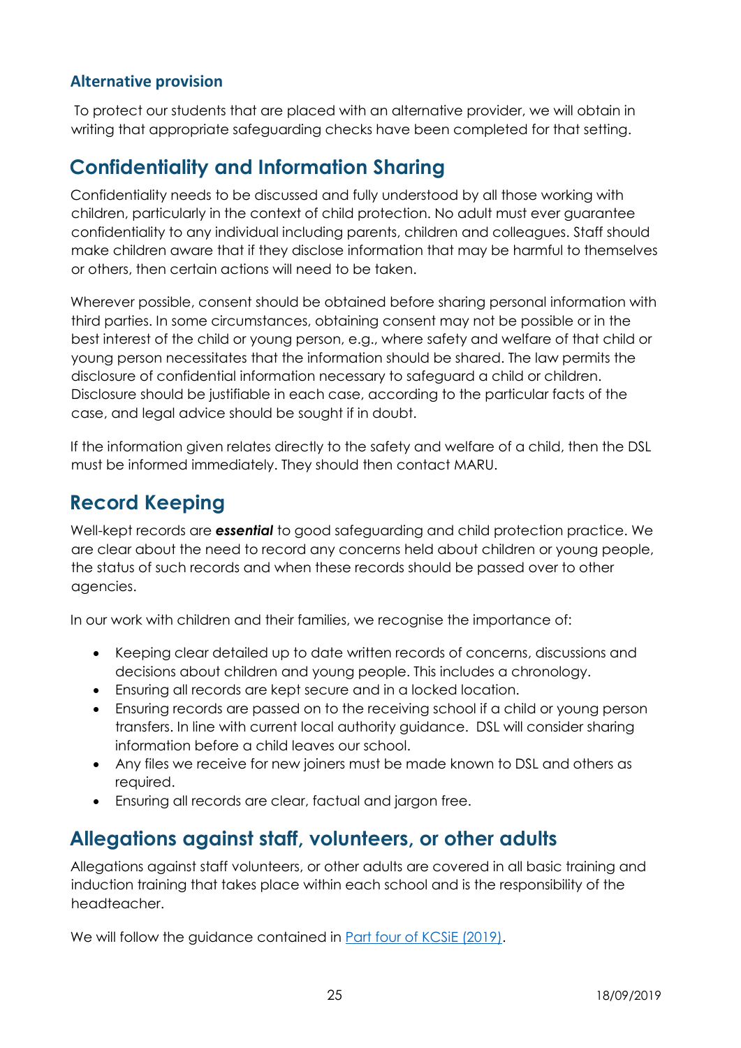### Alternative provision

To protect our students that are placed with an alternative provider, we will obtain in writing that appropriate safeguarding checks have been completed for that setting.

## Confidentiality and Information Sharing

Confidentiality needs to be discussed and fully understood by all those working with children, particularly in the context of child protection. No adult must ever guarantee confidentiality to any individual including parents, children and colleagues. Staff should make children aware that if they disclose information that may be harmful to themselves or others, then certain actions will need to be taken.

Wherever possible, consent should be obtained before sharing personal information with third parties. In some circumstances, obtaining consent may not be possible or in the best interest of the child or young person, e.g., where safety and welfare of that child or young person necessitates that the information should be shared. The law permits the disclosure of confidential information necessary to safeguard a child or children. Disclosure should be justifiable in each case, according to the particular facts of the case, and legal advice should be sought if in doubt.

If the information given relates directly to the safety and welfare of a child, then the DSL must be informed immediately. They should then contact MARU.

## Record Keeping

Well-kept records are ***essential*** to good safeguarding and child protection practice. We are clear about the need to record any concerns held about children or young people, the status of such records and when these records should be passed over to other agencies.

In our work with children and their families, we recognise the importance of:

- Keeping clear detailed up to date written records of concerns, discussions and decisions about children and young people. This includes a chronology.
- Ensuring all records are kept secure and in a locked location.
- Ensuring records are passed on to the receiving school if a child or young person transfers. In line with current local authority guidance. DSL will consider sharing information before a child leaves our school.
- Any files we receive for new joiners must be made known to DSL and others as required.
- Ensuring all records are clear, factual and jargon free.

## Allegations against staff, volunteers, or other adults

Allegations against staff volunteers, or other adults are covered in all basic training and induction training that takes place within each school and is the responsibility of the headteacher.

We will follow the guidance contained in Part four of KCSiE (2019).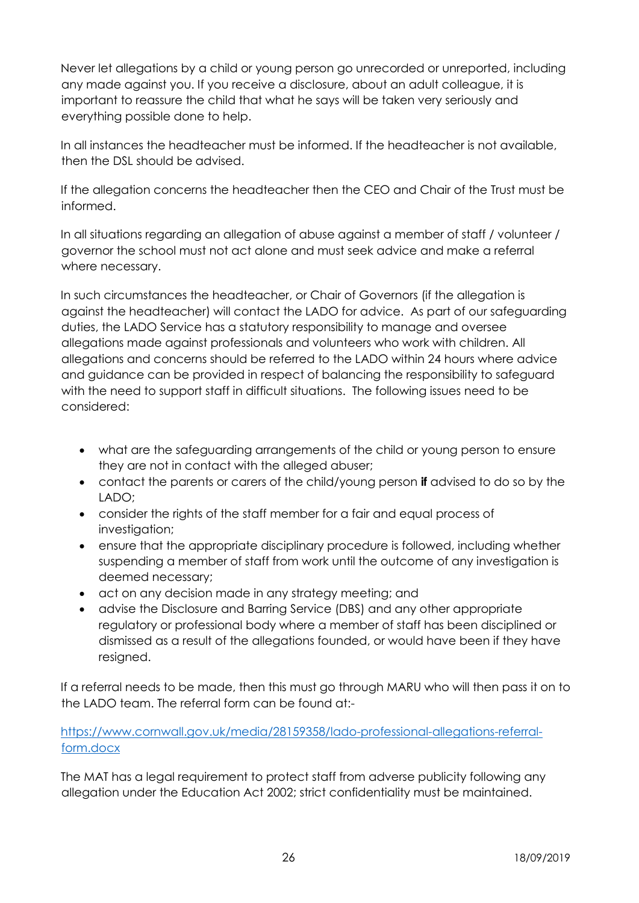Never let allegations by a child or young person go unrecorded or unreported, including any made against you. If you receive a disclosure, about an adult colleague, it is important to reassure the child that what he says will be taken very seriously and everything possible done to help.

In all instances the headteacher must be informed. If the headteacher is not available, then the DSL should be advised.

If the allegation concerns the headteacher then the CEO and Chair of the Trust must be informed.

In all situations regarding an allegation of abuse against a member of staff / volunteer / governor the school must not act alone and must seek advice and make a referral where necessary.

In such circumstances the headteacher, or Chair of Governors (if the allegation is against the headteacher) will contact the LADO for advice. As part of our safeguarding duties, the LADO Service has a statutory responsibility to manage and oversee allegations made against professionals and volunteers who work with children. All allegations and concerns should be referred to the LADO within 24 hours where advice and guidance can be provided in respect of balancing the responsibility to safeguard with the need to support staff in difficult situations. The following issues need to be considered:

- what are the safeguarding arrangements of the child or young person to ensure they are not in contact with the alleged abuser;
- contact the parents or carers of the child/young person **if** advised to do so by the LADO;
- consider the rights of the staff member for a fair and equal process of investigation;
- ensure that the appropriate disciplinary procedure is followed, including whether suspending a member of staff from work until the outcome of any investigation is deemed necessary;
- act on any decision made in any strategy meeting; and
- advise the Disclosure and Barring Service (DBS) and any other appropriate regulatory or professional body where a member of staff has been disciplined or dismissed as a result of the allegations founded, or would have been if they have resigned.

If a referral needs to be made, then this must go through MARU who will then pass it on to the LADO team. The referral form can be found at:-

https://www.cornwall.gov.uk/media/28159358/lado-professional-allegations-referral-form.docx

The MAT has a legal requirement to protect staff from adverse publicity following any allegation under the Education Act 2002; strict confidentiality must be maintained.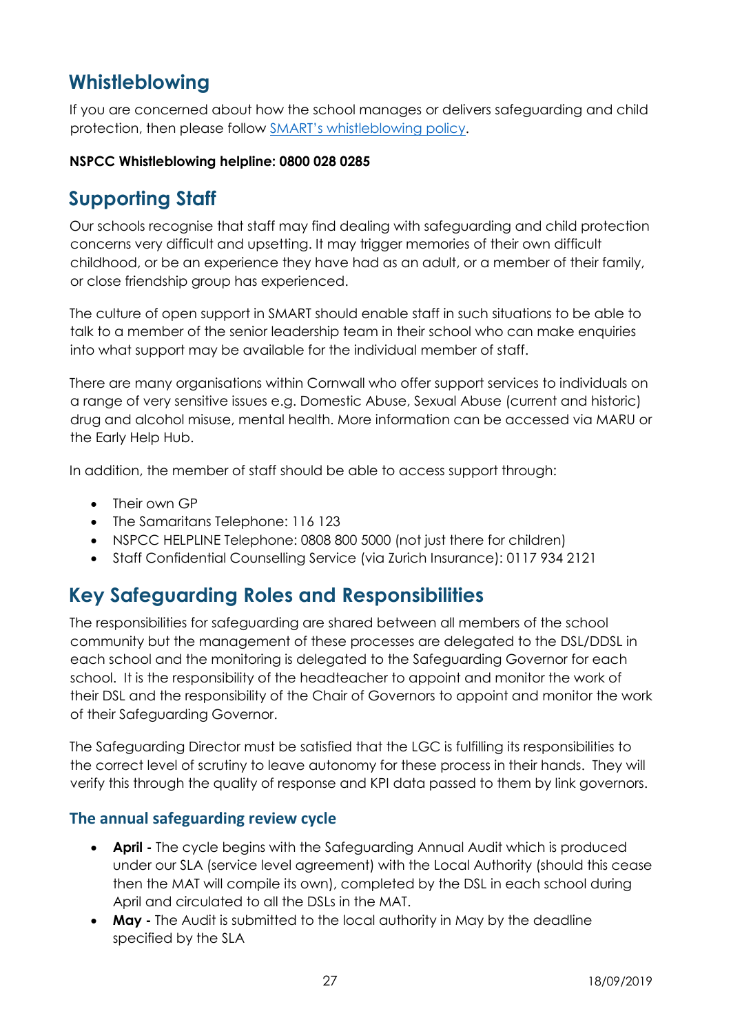## Whistleblowing

If you are concerned about how the school manages or delivers safeguarding and child protection, then please follow SMART's whistleblowing policy.

**NSPCC Whistleblowing helpline: 0800 028 0285**

## Supporting Staff

Our schools recognise that staff may find dealing with safeguarding and child protection concerns very difficult and upsetting. It may trigger memories of their own difficult childhood, or be an experience they have had as an adult, or a member of their family, or close friendship group has experienced.

The culture of open support in SMART should enable staff in such situations to be able to talk to a member of the senior leadership team in their school who can make enquiries into what support may be available for the individual member of staff.

There are many organisations within Cornwall who offer support services to individuals on a range of very sensitive issues e.g. Domestic Abuse, Sexual Abuse (current and historic) drug and alcohol misuse, mental health. More information can be accessed via MARU or the Early Help Hub.

In addition, the member of staff should be able to access support through:

- Their own GP
- The Samaritans Telephone: 116 123
- NSPCC HELPLINE Telephone: 0808 800 5000 (not just there for children)
- Staff Confidential Counselling Service (via Zurich Insurance): 0117 934 2121

## Key Safeguarding Roles and Responsibilities

The responsibilities for safeguarding are shared between all members of the school community but the management of these processes are delegated to the DSL/DDSL in each school and the monitoring is delegated to the Safeguarding Governor for each school. It is the responsibility of the headteacher to appoint and monitor the work of their DSL and the responsibility of the Chair of Governors to appoint and monitor the work of their Safeguarding Governor.

The Safeguarding Director must be satisfied that the LGC is fulfilling its responsibilities to the correct level of scrutiny to leave autonomy for these process in their hands. They will verify this through the quality of response and KPI data passed to them by link governors.

### The annual safeguarding review cycle

- **April -** The cycle begins with the Safeguarding Annual Audit which is produced under our SLA (service level agreement) with the Local Authority (should this cease then the MAT will compile its own), completed by the DSL in each school during April and circulated to all the DSLs in the MAT.
- **May -** The Audit is submitted to the local authority in May by the deadline specified by the SLA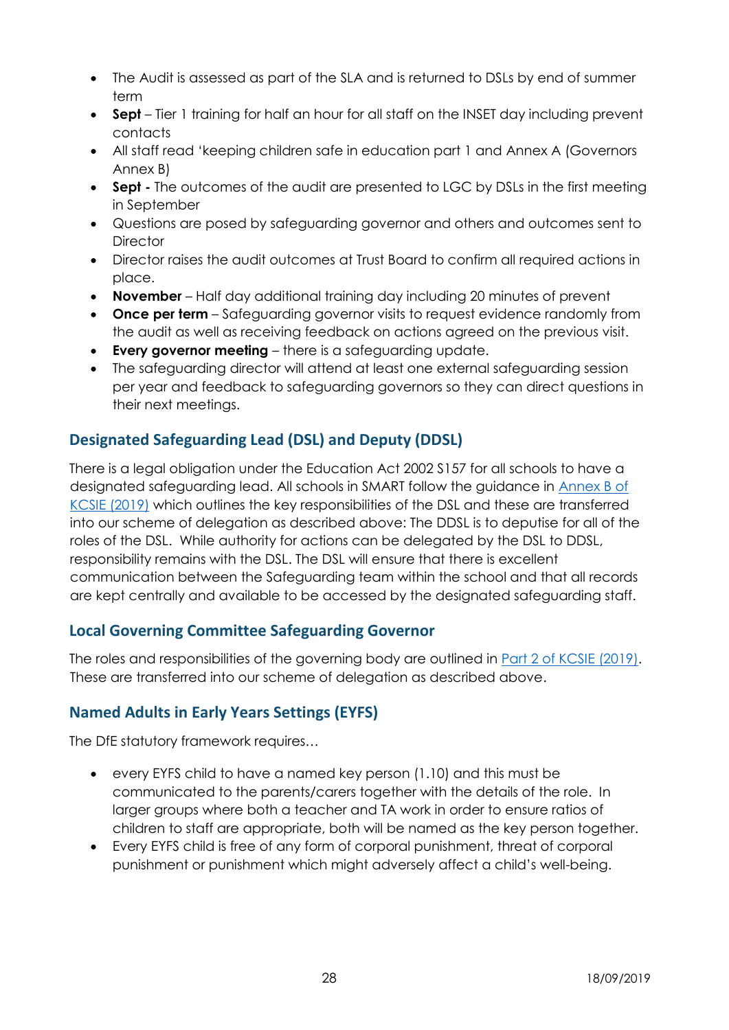- The Audit is assessed as part of the SLA and is returned to DSLs by end of summer term
- **Sept** – Tier 1 training for half an hour for all staff on the INSET day including prevent contacts
- All staff read 'keeping children safe in education part 1 and Annex A (Governors Annex B)
- **Sept -** The outcomes of the audit are presented to LGC by DSLs in the first meeting in September
- Questions are posed by safeguarding governor and others and outcomes sent to Director
- Director raises the audit outcomes at Trust Board to confirm all required actions in place.
- **November** – Half day additional training day including 20 minutes of prevent
- **Once per term** – Safeguarding governor visits to request evidence randomly from the audit as well as receiving feedback on actions agreed on the previous visit.
- **Every governor meeting** – there is a safeguarding update.
- The safeguarding director will attend at least one external safeguarding session per year and feedback to safeguarding governors so they can direct questions in their next meetings.

## Designated Safeguarding Lead (DSL) and Deputy (DDSL)

There is a legal obligation under the Education Act 2002 S157 for all schools to have a designated safeguarding lead. All schools in SMART follow the guidance in Annex B of KCSIE (2019) which outlines the key responsibilities of the DSL and these are transferred into our scheme of delegation as described above: The DDSL is to deputise for all of the roles of the DSL. While authority for actions can be delegated by the DSL to DDSL, responsibility remains with the DSL. The DSL will ensure that there is excellent communication between the Safeguarding team within the school and that all records are kept centrally and available to be accessed by the designated safeguarding staff.

## Local Governing Committee Safeguarding Governor

The roles and responsibilities of the governing body are outlined in Part 2 of KCSIE (2019). These are transferred into our scheme of delegation as described above.

## Named Adults in Early Years Settings (EYFS)

The DfE statutory framework requires…

- every EYFS child to have a named key person (1.10) and this must be communicated to the parents/carers together with the details of the role. In larger groups where both a teacher and TA work in order to ensure ratios of children to staff are appropriate, both will be named as the key person together.
- Every EYFS child is free of any form of corporal punishment, threat of corporal punishment or punishment which might adversely affect a child's well-being.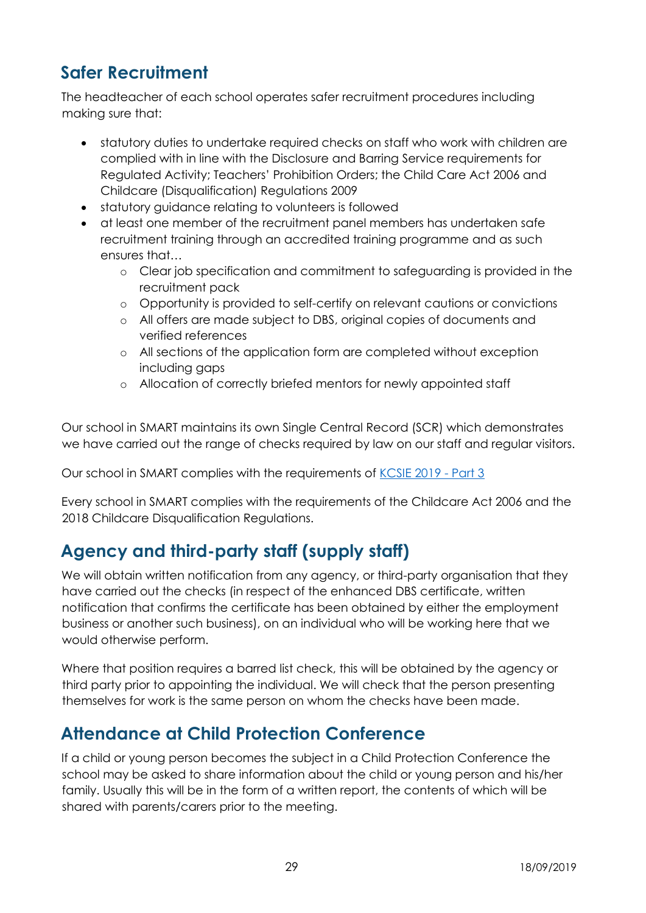## Safer Recruitment

The headteacher of each school operates safer recruitment procedures including making sure that:

- statutory duties to undertake required checks on staff who work with children are complied with in line with the Disclosure and Barring Service requirements for Regulated Activity; Teachers' Prohibition Orders; the Child Care Act 2006 and Childcare (Disqualification) Regulations 2009
- statutory guidance relating to volunteers is followed
- at least one member of the recruitment panel members has undertaken safe recruitment training through an accredited training programme and as such ensures that…
  - Clear job specification and commitment to safeguarding is provided in the recruitment pack
  - Opportunity is provided to self-certify on relevant cautions or convictions
  - All offers are made subject to DBS, original copies of documents and verified references
  - All sections of the application form are completed without exception including gaps
  - Allocation of correctly briefed mentors for newly appointed staff

Our school in SMART maintains its own Single Central Record (SCR) which demonstrates we have carried out the range of checks required by law on our staff and regular visitors.

Our school in SMART complies with the requirements of [KCSIE 2019 - Part 3]

Every school in SMART complies with the requirements of the Childcare Act 2006 and the 2018 Childcare Disqualification Regulations.

## Agency and third-party staff (supply staff)

We will obtain written notification from any agency, or third-party organisation that they have carried out the checks (in respect of the enhanced DBS certificate, written notification that confirms the certificate has been obtained by either the employment business or another such business), on an individual who will be working here that we would otherwise perform.

Where that position requires a barred list check, this will be obtained by the agency or third party prior to appointing the individual. We will check that the person presenting themselves for work is the same person on whom the checks have been made.

## Attendance at Child Protection Conference

If a child or young person becomes the subject in a Child Protection Conference the school may be asked to share information about the child or young person and his/her family. Usually this will be in the form of a written report, the contents of which will be shared with parents/carers prior to the meeting.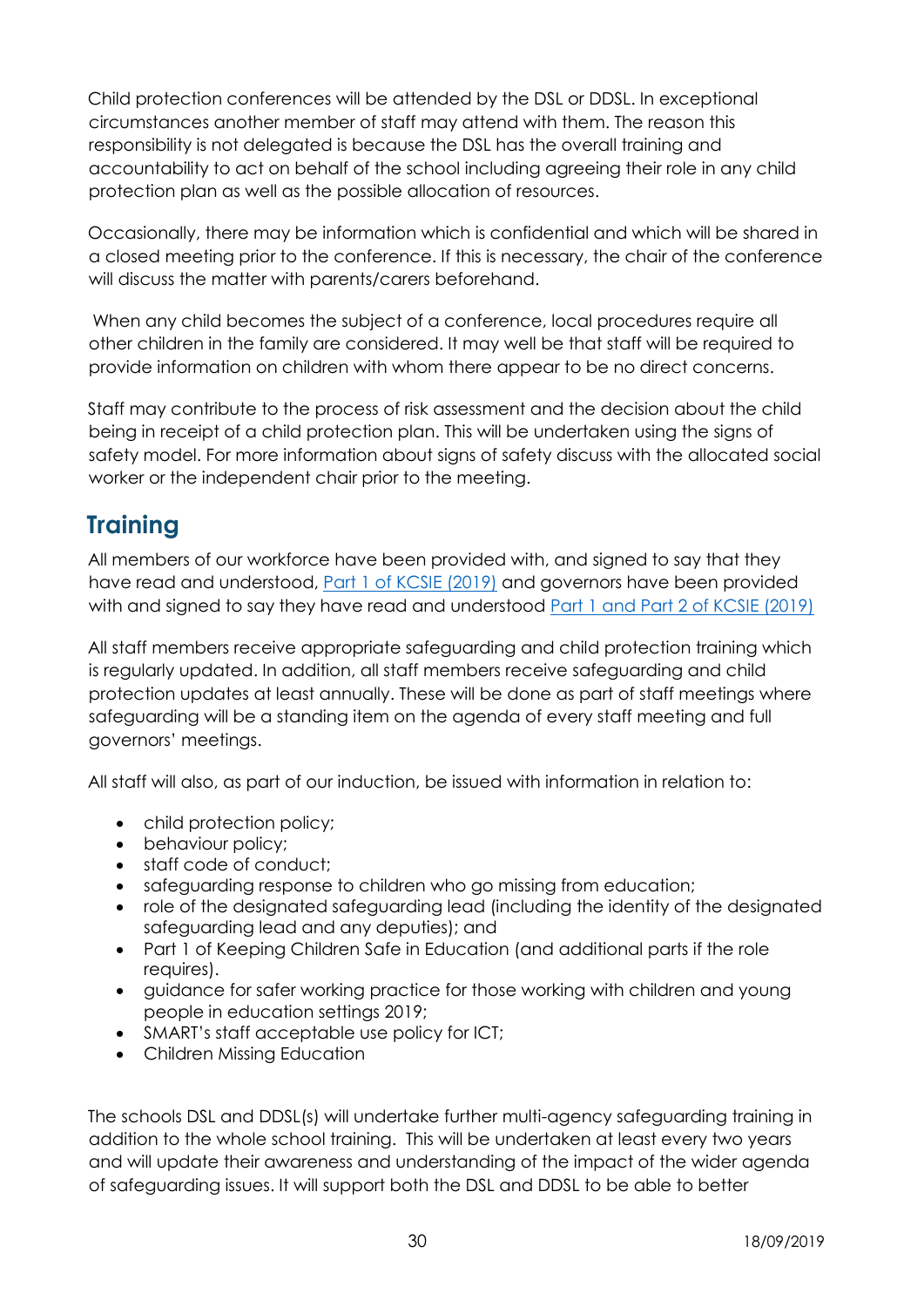Child protection conferences will be attended by the DSL or DDSL. In exceptional circumstances another member of staff may attend with them. The reason this responsibility is not delegated is because the DSL has the overall training and accountability to act on behalf of the school including agreeing their role in any child protection plan as well as the possible allocation of resources.

Occasionally, there may be information which is confidential and which will be shared in a closed meeting prior to the conference. If this is necessary, the chair of the conference will discuss the matter with parents/carers beforehand.

When any child becomes the subject of a conference, local procedures require all other children in the family are considered. It may well be that staff will be required to provide information on children with whom there appear to be no direct concerns.

Staff may contribute to the process of risk assessment and the decision about the child being in receipt of a child protection plan. This will be undertaken using the signs of safety model. For more information about signs of safety discuss with the allocated social worker or the independent chair prior to the meeting.

## Training

All members of our workforce have been provided with, and signed to say that they have read and understood, Part 1 of KCSIE (2019) and governors have been provided with and signed to say they have read and understood Part 1 and Part 2 of KCSIE (2019)

All staff members receive appropriate safeguarding and child protection training which is regularly updated. In addition, all staff members receive safeguarding and child protection updates at least annually. These will be done as part of staff meetings where safeguarding will be a standing item on the agenda of every staff meeting and full governors' meetings.

All staff will also, as part of our induction, be issued with information in relation to:

- child protection policy;
- behaviour policy;
- staff code of conduct;
- safeguarding response to children who go missing from education;
- role of the designated safeguarding lead (including the identity of the designated safeguarding lead and any deputies); and
- Part 1 of Keeping Children Safe in Education (and additional parts if the role requires).
- guidance for safer working practice for those working with children and young people in education settings 2019;
- SMART's staff acceptable use policy for ICT;
- Children Missing Education

The schools DSL and DDSL(s) will undertake further multi-agency safeguarding training in addition to the whole school training. This will be undertaken at least every two years and will update their awareness and understanding of the impact of the wider agenda of safeguarding issues. It will support both the DSL and DDSL to be able to better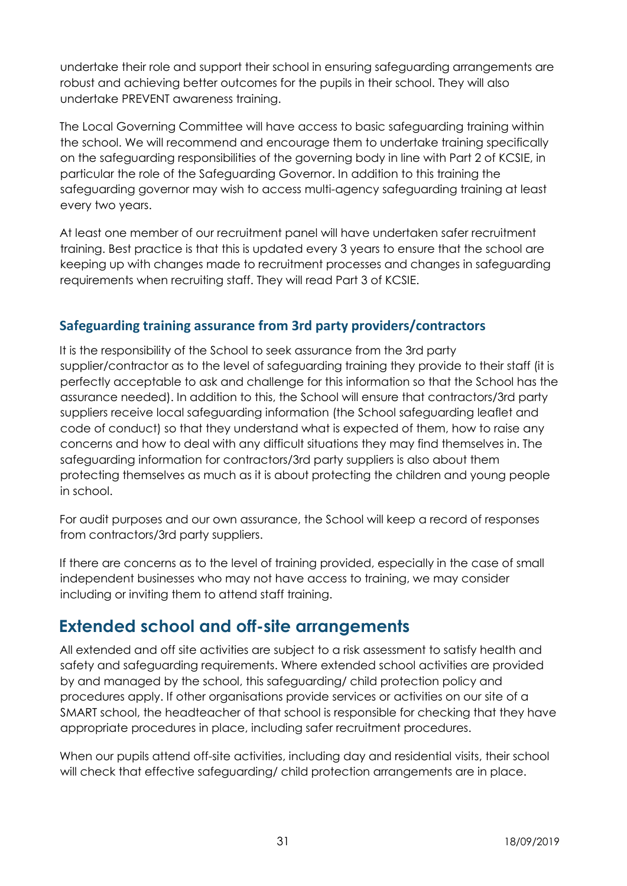undertake their role and support their school in ensuring safeguarding arrangements are robust and achieving better outcomes for the pupils in their school. They will also undertake PREVENT awareness training.

The Local Governing Committee will have access to basic safeguarding training within the school. We will recommend and encourage them to undertake training specifically on the safeguarding responsibilities of the governing body in line with Part 2 of KCSIE, in particular the role of the Safeguarding Governor. In addition to this training the safeguarding governor may wish to access multi-agency safeguarding training at least every two years.

At least one member of our recruitment panel will have undertaken safer recruitment training. Best practice is that this is updated every 3 years to ensure that the school are keeping up with changes made to recruitment processes and changes in safeguarding requirements when recruiting staff. They will read Part 3 of KCSIE.

### Safeguarding training assurance from 3rd party providers/contractors

It is the responsibility of the School to seek assurance from the 3rd party supplier/contractor as to the level of safeguarding training they provide to their staff (it is perfectly acceptable to ask and challenge for this information so that the School has the assurance needed). In addition to this, the School will ensure that contractors/3rd party suppliers receive local safeguarding information (the School safeguarding leaflet and code of conduct) so that they understand what is expected of them, how to raise any concerns and how to deal with any difficult situations they may find themselves in. The safeguarding information for contractors/3rd party suppliers is also about them protecting themselves as much as it is about protecting the children and young people in school.

For audit purposes and our own assurance, the School will keep a record of responses from contractors/3rd party suppliers.

If there are concerns as to the level of training provided, especially in the case of small independent businesses who may not have access to training, we may consider including or inviting them to attend staff training.

## Extended school and off-site arrangements

All extended and off site activities are subject to a risk assessment to satisfy health and safety and safeguarding requirements. Where extended school activities are provided by and managed by the school, this safeguarding/ child protection policy and procedures apply. If other organisations provide services or activities on our site of a SMART school, the headteacher of that school is responsible for checking that they have appropriate procedures in place, including safer recruitment procedures.

When our pupils attend off-site activities, including day and residential visits, their school will check that effective safeguarding/ child protection arrangements are in place.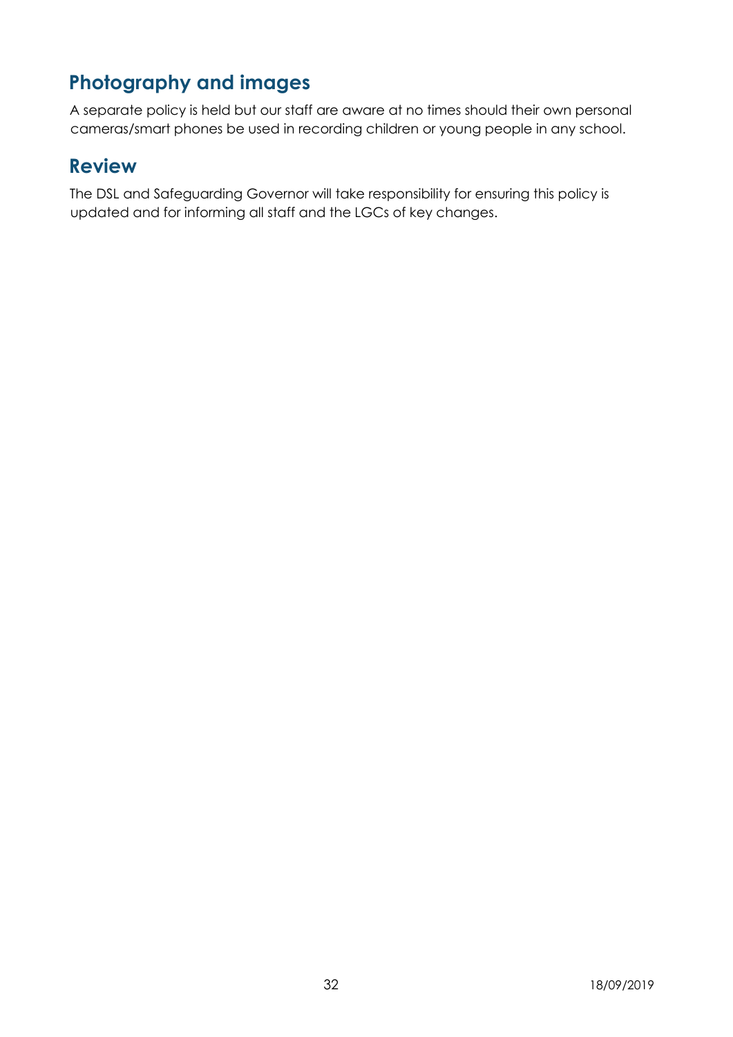## Photography and images

A separate policy is held but our staff are aware at no times should their own personal cameras/smart phones be used in recording children or young people in any school.

## Review

The DSL and Safeguarding Governor will take responsibility for ensuring this policy is updated and for informing all staff and the LGCs of key changes.